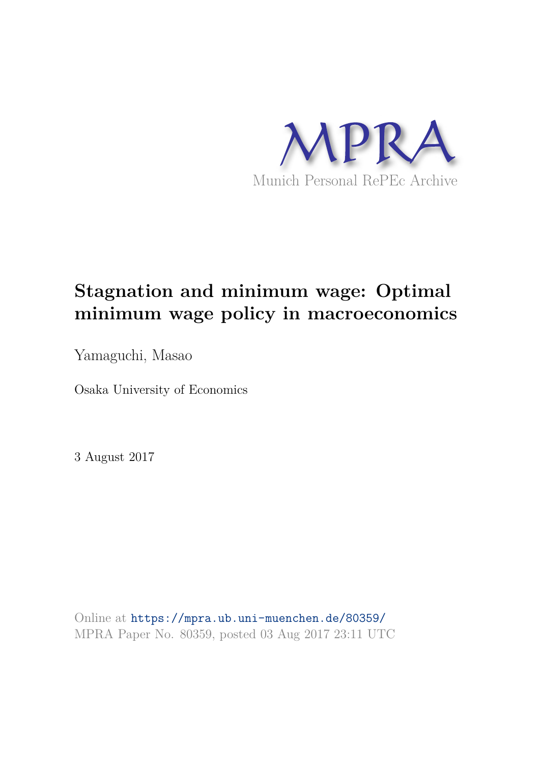MPRA

Munich Personal RePEc Archive

# Stagnation and minimum wage: Optimal minimum wage policy in macroeconomics

Yamaguchi, Masao

Osaka University of Economics

3 August 2017

Online at https://mpra.ub.uni-muenchen.de/80359/
MPRA Paper No. 80359, posted 03 Aug 2017 23:11 UTC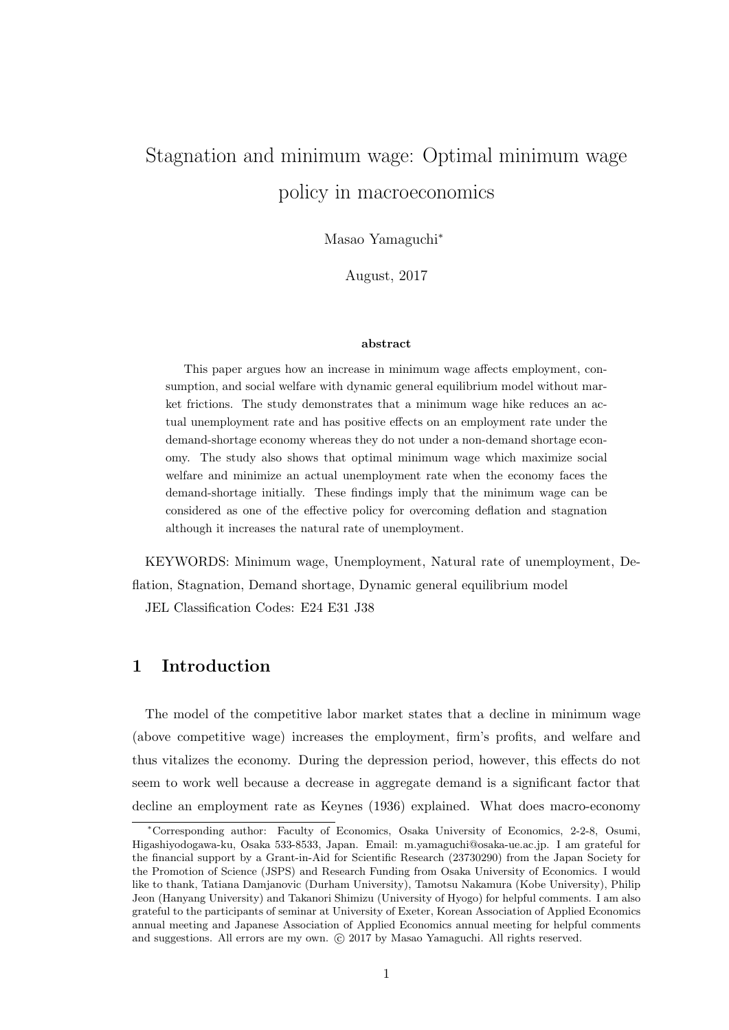# Stagnation and minimum wage: Optimal minimum wage policy in macroeconomics

Masao Yamaguchi[*]

August, 2017

#### abstract

This paper argues how an increase in minimum wage affects employment, consumption, and social welfare with dynamic general equilibrium model without market frictions. The study demonstrates that a minimum wage hike reduces an actual unemployment rate and has positive effects on an employment rate under the demand-shortage economy whereas they do not under a non-demand shortage economy. The study also shows that optimal minimum wage which maximize social welfare and minimize an actual unemployment rate when the economy faces the demand-shortage initially. These findings imply that the minimum wage can be considered as one of the effective policy for overcoming deflation and stagnation although it increases the natural rate of unemployment.

KEYWORDS: Minimum wage, Unemployment, Natural rate of unemployment, Deflation, Stagnation, Demand shortage, Dynamic general equilibrium model

JEL Classification Codes: E24 E31 J38

## 1 Introduction

The model of the competitive labor market states that a decline in minimum wage (above competitive wage) increases the employment, firm's profits, and welfare and thus vitalizes the economy. During the depression period, however, this effects do not seem to work well because a decrease in aggregate demand is a significant factor that decline an employment rate as Keynes (1936) explained. What does macro-economy

[*]Corresponding author: Faculty of Economics, Osaka University of Economics, 2-2-8, Osumi, Higashiyodogawa-ku, Osaka 533-8533, Japan. Email: m.yamaguchi@osaka-ue.ac.jp. I am grateful for the financial support by a Grant-in-Aid for Scientific Research (23730290) from the Japan Society for the Promotion of Science (JSPS) and Research Funding from Osaka University of Economics. I would like to thank, Tatiana Damjanovic (Durham University), Tamotsu Nakamura (Kobe University), Philip Jeon (Hanyang University) and Takanori Shimizu (University of Hyogo) for helpful comments. I am also grateful to the participants of seminar at University of Exeter, Korean Association of Applied Economics annual meeting and Japanese Association of Applied Economics annual meeting for helpful comments and suggestions. All errors are my own. © 2017 by Masao Yamaguchi. All rights reserved.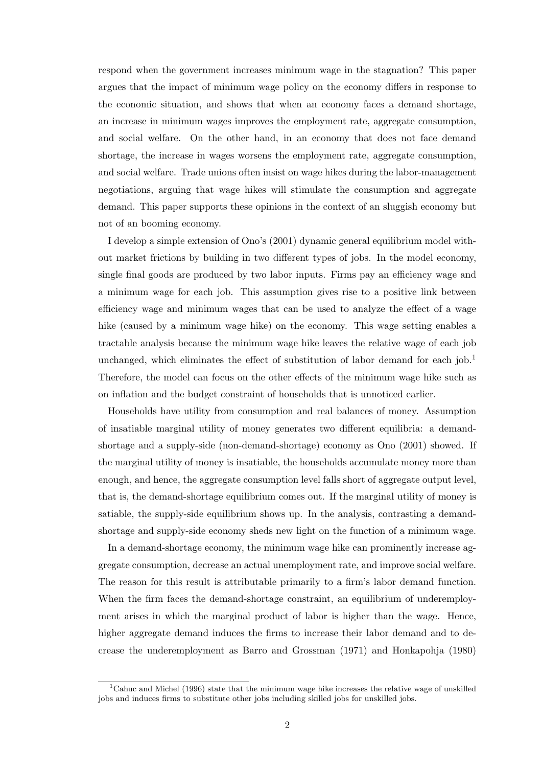respond when the government increases minimum wage in the stagnation? This paper argues that the impact of minimum wage policy on the economy differs in response to the economic situation, and shows that when an economy faces a demand shortage, an increase in minimum wages improves the employment rate, aggregate consumption, and social welfare. On the other hand, in an economy that does not face demand shortage, the increase in wages worsens the employment rate, aggregate consumption, and social welfare. Trade unions often insist on wage hikes during the labor-management negotiations, arguing that wage hikes will stimulate the consumption and aggregate demand. This paper supports these opinions in the context of an sluggish economy but not of an booming economy.

I develop a simple extension of Ono's (2001) dynamic general equilibrium model without market frictions by building in two different types of jobs. In the model economy, single final goods are produced by two labor inputs. Firms pay an efficiency wage and a minimum wage for each job. This assumption gives rise to a positive link between efficiency wage and minimum wages that can be used to analyze the effect of a wage hike (caused by a minimum wage hike) on the economy. This wage setting enables a tractable analysis because the minimum wage hike leaves the relative wage of each job unchanged, which eliminates the effect of substitution of labor demand for each job.[1] Therefore, the model can focus on the other effects of the minimum wage hike such as on inflation and the budget constraint of households that is unnoticed earlier.

Households have utility from consumption and real balances of money. Assumption of insatiable marginal utility of money generates two different equilibria: a demand-shortage and a supply-side (non-demand-shortage) economy as Ono (2001) showed. If the marginal utility of money is insatiable, the households accumulate money more than enough, and hence, the aggregate consumption level falls short of aggregate output level, that is, the demand-shortage equilibrium comes out. If the marginal utility of money is satiable, the supply-side equilibrium shows up. In the analysis, contrasting a demand-shortage and supply-side economy sheds new light on the function of a minimum wage.

In a demand-shortage economy, the minimum wage hike can prominently increase aggregate consumption, decrease an actual unemployment rate, and improve social welfare. The reason for this result is attributable primarily to a firm's labor demand function. When the firm faces the demand-shortage constraint, an equilibrium of underemployment arises in which the marginal product of labor is higher than the wage. Hence, higher aggregate demand induces the firms to increase their labor demand and to decrease the underemployment as Barro and Grossman (1971) and Honkapohja (1980)

[1] Cahuc and Michel (1996) state that the minimum wage hike increases the relative wage of unskilled jobs and induces firms to substitute other jobs including skilled jobs for unskilled jobs.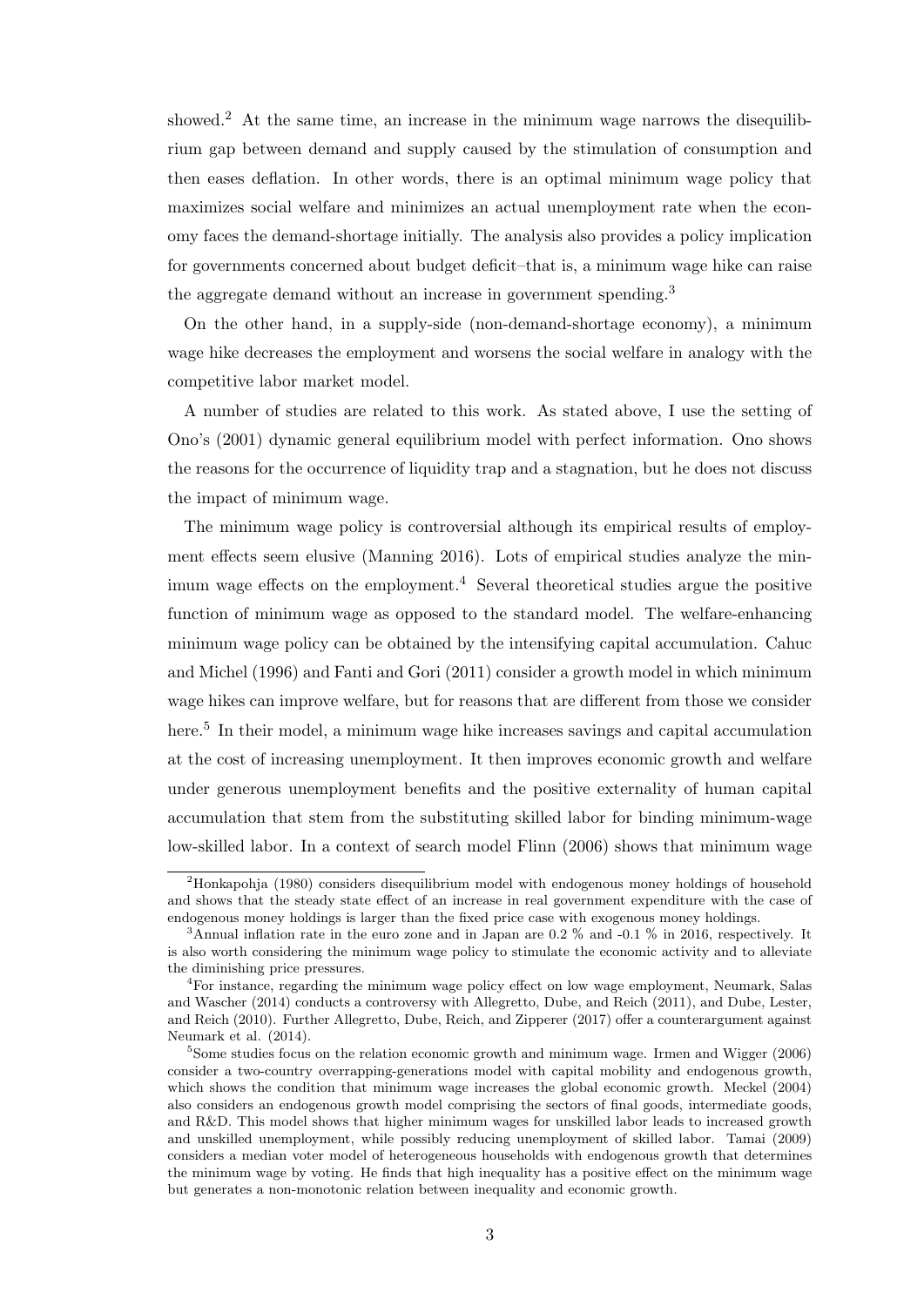showed.[2] At the same time, an increase in the minimum wage narrows the disequilibrium gap between demand and supply caused by the stimulation of consumption and then eases deflation. In other words, there is an optimal minimum wage policy that maximizes social welfare and minimizes an actual unemployment rate when the economy faces the demand-shortage initially. The analysis also provides a policy implication for governments concerned about budget deficit–that is, a minimum wage hike can raise the aggregate demand without an increase in government spending.[3]

On the other hand, in a supply-side (non-demand-shortage economy), a minimum wage hike decreases the employment and worsens the social welfare in analogy with the competitive labor market model.

A number of studies are related to this work. As stated above, I use the setting of Ono's (2001) dynamic general equilibrium model with perfect information. Ono shows the reasons for the occurrence of liquidity trap and a stagnation, but he does not discuss the impact of minimum wage.

The minimum wage policy is controversial although its empirical results of employment effects seem elusive (Manning 2016). Lots of empirical studies analyze the minimum wage effects on the employment.[4] Several theoretical studies argue the positive function of minimum wage as opposed to the standard model. The welfare-enhancing minimum wage policy can be obtained by the intensifying capital accumulation. Cahuc and Michel (1996) and Fanti and Gori (2011) consider a growth model in which minimum wage hikes can improve welfare, but for reasons that are different from those we consider here.[5] In their model, a minimum wage hike increases savings and capital accumulation at the cost of increasing unemployment. It then improves economic growth and welfare under generous unemployment benefits and the positive externality of human capital accumulation that stem from the substituting skilled labor for binding minimum-wage low-skilled labor. In a context of search model Flinn (2006) shows that minimum wage

---

[2] Honkapohja (1980) considers disequilibrium model with endogenous money holdings of household and shows that the steady state effect of an increase in real government expenditure with the case of endogenous money holdings is larger than the fixed price case with exogenous money holdings.

[3] Annual inflation rate in the euro zone and in Japan are 0.2 % and -0.1 % in 2016, respectively. It is also worth considering the minimum wage policy to stimulate the economic activity and to alleviate the diminishing price pressures.

[4] For instance, regarding the minimum wage policy effect on low wage employment, Neumark, Salas and Wascher (2014) conducts a controversy with Allegretto, Dube, and Reich (2011), and Dube, Lester, and Reich (2010). Further Allegretto, Dube, Reich, and Zipperer (2017) offer a counterargument against Neumark et al. (2014).

[5] Some studies focus on the relation economic growth and minimum wage. Irmen and Wigger (2006) consider a two-country overrapping-generations model with capital mobility and endogenous growth, which shows the condition that minimum wage increases the global economic growth. Meckel (2004) also considers an endogenous growth model comprising the sectors of final goods, intermediate goods, and R&D. This model shows that higher minimum wages for unskilled labor leads to increased growth and unskilled unemployment, while possibly reducing unemployment of skilled labor. Tamai (2009) considers a median voter model of heterogeneous households with endogenous growth that determines the minimum wage by voting. He finds that high inequality has a positive effect on the minimum wage but generates a non-monotonic relation between inequality and economic growth.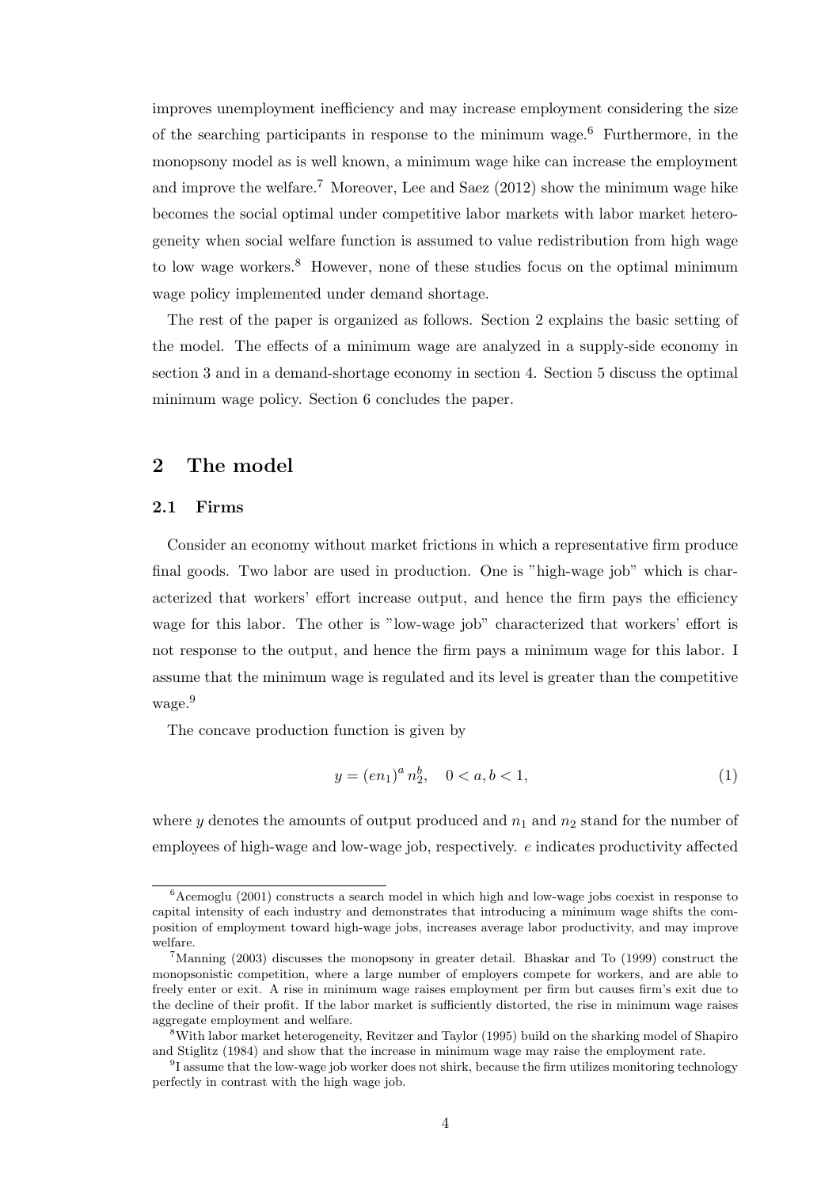improves unemployment inefficiency and may increase employment considering the size of the searching participants in response to the minimum wage.[6] Furthermore, in the monopsony model as is well known, a minimum wage hike can increase the employment and improve the welfare.[7] Moreover, Lee and Saez (2012) show the minimum wage hike becomes the social optimal under competitive labor markets with labor market heterogeneity when social welfare function is assumed to value redistribution from high wage to low wage workers.[8] However, none of these studies focus on the optimal minimum wage policy implemented under demand shortage.

The rest of the paper is organized as follows. Section 2 explains the basic setting of the model. The effects of a minimum wage are analyzed in a supply-side economy in section 3 and in a demand-shortage economy in section 4. Section 5 discuss the optimal minimum wage policy. Section 6 concludes the paper.

## 2 The model

### 2.1 Firms

Consider an economy without market frictions in which a representative firm produce final goods. Two labor are used in production. One is "high-wage job" which is characterized that workers' effort increase output, and hence the firm pays the efficiency wage for this labor. The other is "low-wage job" characterized that workers' effort is not response to the output, and hence the firm pays a minimum wage for this labor. I assume that the minimum wage is regulated and its level is greater than the competitive wage.[9]

The concave production function is given by

$$y = (en_1)^a \, n_2^b, \quad 0 < a, b < 1, \tag{1}$$

where $y$ denotes the amounts of output produced and $n_1$ and $n_2$ stand for the number of employees of high-wage and low-wage job, respectively. $e$ indicates productivity affected

---

[6] Acemoglu (2001) constructs a search model in which high and low-wage jobs coexist in response to capital intensity of each industry and demonstrates that introducing a minimum wage shifts the composition of employment toward high-wage jobs, increases average labor productivity, and may improve welfare.

[7] Manning (2003) discusses the monopsony in greater detail. Bhaskar and To (1999) construct the monopsonistic competition, where a large number of employers compete for workers, and are able to freely enter or exit. A rise in minimum wage raises employment per firm but causes firm's exit due to the decline of their profit. If the labor market is sufficiently distorted, the rise in minimum wage raises aggregate employment and welfare.

[8] With labor market heterogeneity, Revitzer and Taylor (1995) build on the sharking model of Shapiro and Stiglitz (1984) and show that the increase in minimum wage may raise the employment rate.

[9] I assume that the low-wage job worker does not shirk, because the firm utilizes monitoring technology perfectly in contrast with the high wage job.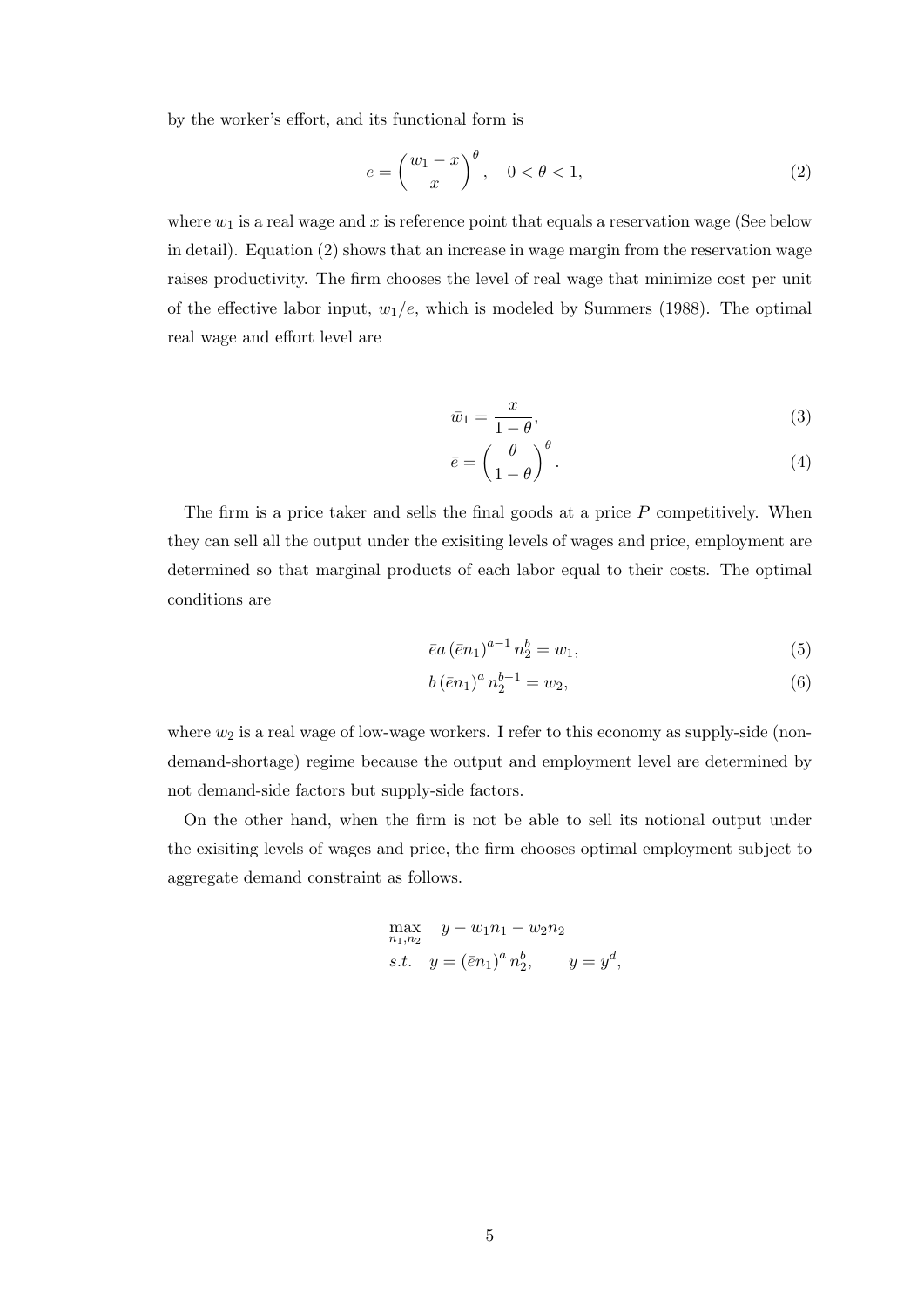by the worker's effort, and its functional form is

$$e = \left( \frac{w_1 - x}{x} \right)^{\theta}, \quad 0 < \theta < 1, \tag{2}$$

where $w_1$ is a real wage and $x$ is reference point that equals a reservation wage (See below in detail). Equation (2) shows that an increase in wage margin from the reservation wage raises productivity. The firm chooses the level of real wage that minimize cost per unit of the effective labor input, $w_1/e$, which is modeled by Summers (1988). The optimal real wage and effort level are

$$\bar{w}_1 = \frac{x}{1-\theta}, \tag{3}$$

$$\bar{e} = \left( \frac{\theta}{1-\theta} \right)^{\theta}. \tag{4}$$

The firm is a price taker and sells the final goods at a price $P$ competitively. When they can sell all the output under the exisiting levels of wages and price, employment are determined so that marginal products of each labor equal to their costs. The optimal conditions are

$$\bar{e} a \left( \bar{e} n_1 \right)^{a-1} n_2^b = w_1, \tag{5}$$

$$b \left( \bar{e} n_1 \right)^a n_2^{b-1} = w_2, \tag{6}$$

where $w_2$ is a real wage of low-wage workers. I refer to this economy as supply-side (non-demand-shortage) regime because the output and employment level are determined by not demand-side factors but supply-side factors.

On the other hand, when the firm is not be able to sell its notional output under the exisiting levels of wages and price, the firm chooses optimal employment subject to aggregate demand constraint as follows.

$$\max_{n_1, n_2} \quad y - w_1 n_1 - w_2 n_2$$
$$s.t. \quad y = \left( \bar{e} n_1 \right)^a n_2^b, \qquad y = y^d,$$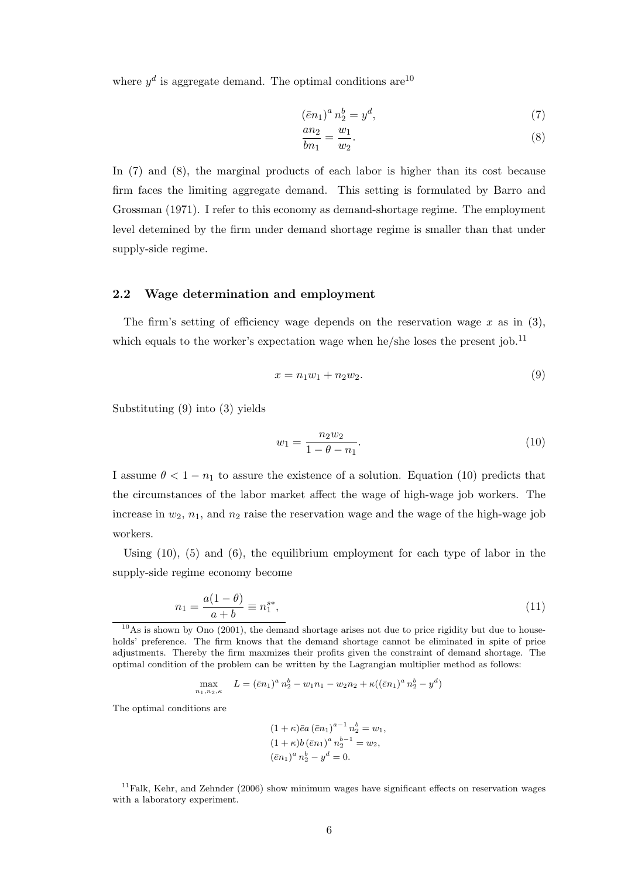where $y^d$ is aggregate demand. The optimal conditions are[10]

$$(\bar{e}n_1)^a \, n_2^b = y^d, \tag{7}$$

$$\frac{an_2}{bn_1} = \frac{w_1}{w_2}. \tag{8}$$

In (7) and (8), the marginal products of each labor is higher than its cost because firm faces the limiting aggregate demand. This setting is formulated by Barro and Grossman (1971). I refer to this economy as demand-shortage regime. The employment level detemined by the firm under demand shortage regime is smaller than that under supply-side regime.

### 2.2 Wage determination and employment

The firm's setting of efficiency wage depends on the reservation wage $x$ as in (3), which equals to the worker's expectation wage when he/she loses the present job.[11]

$$x = n_1 w_1 + n_2 w_2. \tag{9}$$

Substituting (9) into (3) yields

$$w_1 = \frac{n_2 w_2}{1 - \theta - n_1}. \tag{10}$$

I assume $\theta < 1 - n_1$ to assure the existence of a solution. Equation (10) predicts that the circumstances of the labor market affect the wage of high-wage job workers. The increase in $w_2$, $n_1$, and $n_2$ raise the reservation wage and the wage of the high-wage job workers.

Using (10), (5) and (6), the equilibrium employment for each type of labor in the supply-side regime economy become

$$n_1 = \frac{a(1-\theta)}{a+b} \equiv n_1^{s*}, \tag{11}$$

---

[10] As is shown by Ono (2001), the demand shortage arises not due to price rigidity but due to households' preference. The firm knows that the demand shortage cannot be eliminated in spite of price adjustments. Thereby the firm maxmizes their profits given the constraint of demand shortage. The optimal condition of the problem can be written by the Lagrangian multiplier method as follows:

$$\max_{n_1, n_2, \kappa} \quad L = (\bar{e}n_1)^a \, n_2^b - w_1 n_1 - w_2 n_2 + \kappa((\bar{e}n_1)^a \, n_2^b - y^d)$$

The optimal conditions are

$$(1+\kappa)\bar{e}a \, (\bar{e}n_1)^{a-1} \, n_2^b = w_1,$$
$$(1+\kappa)b \, (\bar{e}n_1)^a \, n_2^{b-1} = w_2,$$
$$(\bar{e}n_1)^a \, n_2^b - y^d = 0.$$

[11] Falk, Kehr, and Zehnder (2006) show minimum wages have significant effects on reservation wages with a laboratory experiment.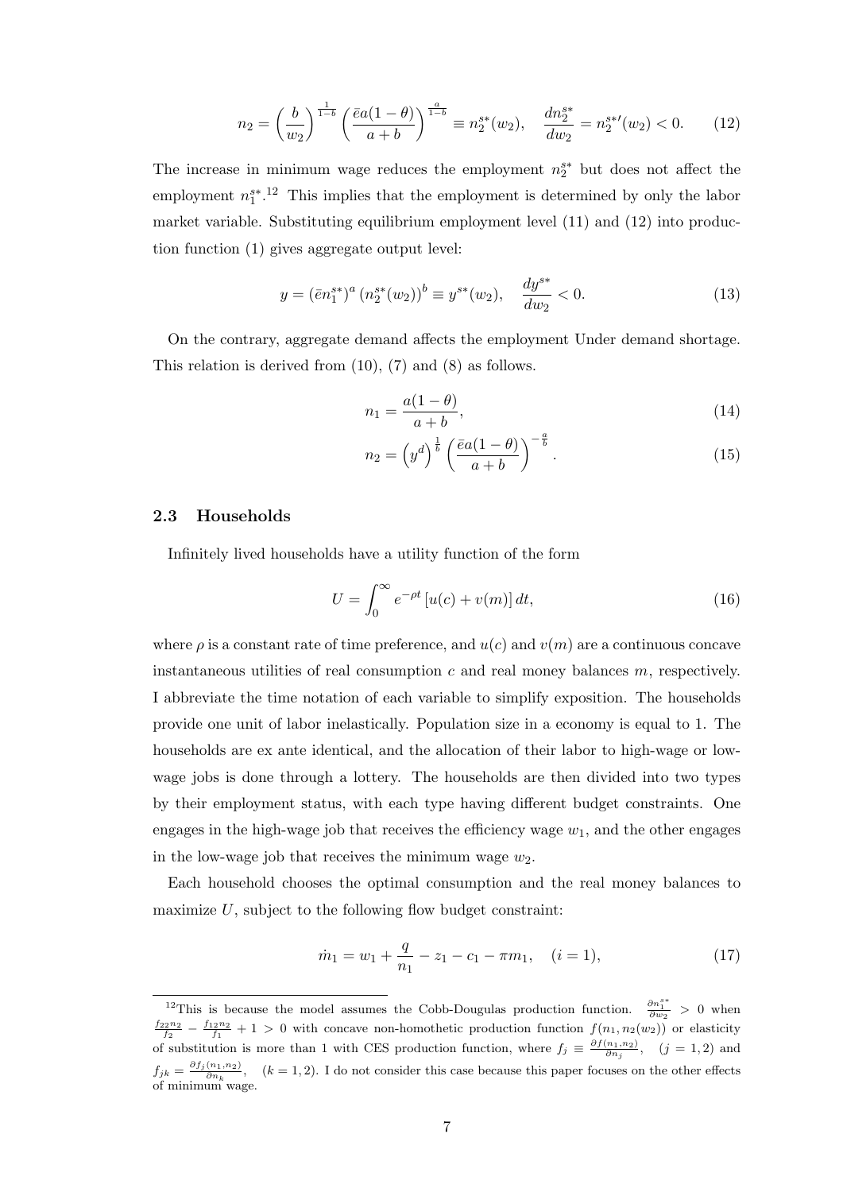$$n_2 = \left(\frac{b}{w_2}\right)^{\frac{1}{1-b}} \left(\frac{\bar{e}a(1-\theta)}{a+b}\right)^{\frac{a}{1-b}} \equiv n_2^{s*}(w_2), \quad \frac{dn_2^{s*}}{dw_2} = n_2^{s*\prime}(w_2) < 0. \tag{12}$$

The increase in minimum wage reduces the employment $n_2^{s*}$ but does not affect the employment $n_1^{s*}$.[12] This implies that the employment is determined by only the labor market variable. Substituting equilibrium employment level (11) and (12) into production function (1) gives aggregate output level:

$$y = (\bar{e}n_1^{s*})^a \left(n_2^{s*}(w_2)\right)^b \equiv y^{s*}(w_2), \quad \frac{dy^{s*}}{dw_2} < 0. \tag{13}$$

On the contrary, aggregate demand affects the employment Under demand shortage. This relation is derived from (10), (7) and (8) as follows.

$$n_1 = \frac{a(1-\theta)}{a+b}, \tag{14}$$

$$n_2 = \left(y^d\right)^{\frac{1}{b}} \left(\frac{\bar{e}a(1-\theta)}{a+b}\right)^{-\frac{a}{b}}. \tag{15}$$

### 2.3 Households

Infinitely lived households have a utility function of the form

$$U = \int_0^\infty e^{-\rho t} \left[u(c) + v(m)\right] dt, \tag{16}$$

where $\rho$ is a constant rate of time preference, and $u(c)$ and $v(m)$ are a continuous concave instantaneous utilities of real consumption $c$ and real money balances $m$, respectively. I abbreviate the time notation of each variable to simplify exposition. The households provide one unit of labor inelastically. Population size in a economy is equal to 1. The households are ex ante identical, and the allocation of their labor to high-wage or low-wage jobs is done through a lottery. The households are then divided into two types by their employment status, with each type having different budget constraints. One engages in the high-wage job that receives the efficiency wage $w_1$, and the other engages in the low-wage job that receives the minimum wage $w_2$.

Each household chooses the optimal consumption and the real money balances to maximize $U$, subject to the following flow budget constraint:

$$\dot{m}_1 = w_1 + \frac{q}{n_1} - z_1 - c_1 - \pi m_1, \quad (i = 1), \tag{17}$$

---

[12] This is because the model assumes the Cobb-Dougulas production function. $\frac{\partial n_1^{s*}}{\partial w_2} > 0$ when $\frac{f_{22}n_2}{f_2} - \frac{f_{12}n_2}{f_1} + 1 > 0$ with concave non-homothetic production function $f(n_1, n_2(w_2))$ or elasticity of substitution is more than 1 with CES production function, where $f_j \equiv \frac{\partial f(n_1,n_2)}{\partial n_j}$, $(j = 1, 2)$ and $f_{jk} = \frac{\partial f_j(n_1,n_2)}{\partial n_k}$, $(k = 1, 2)$. I do not consider this case because this paper focuses on the other effects of minimum wage.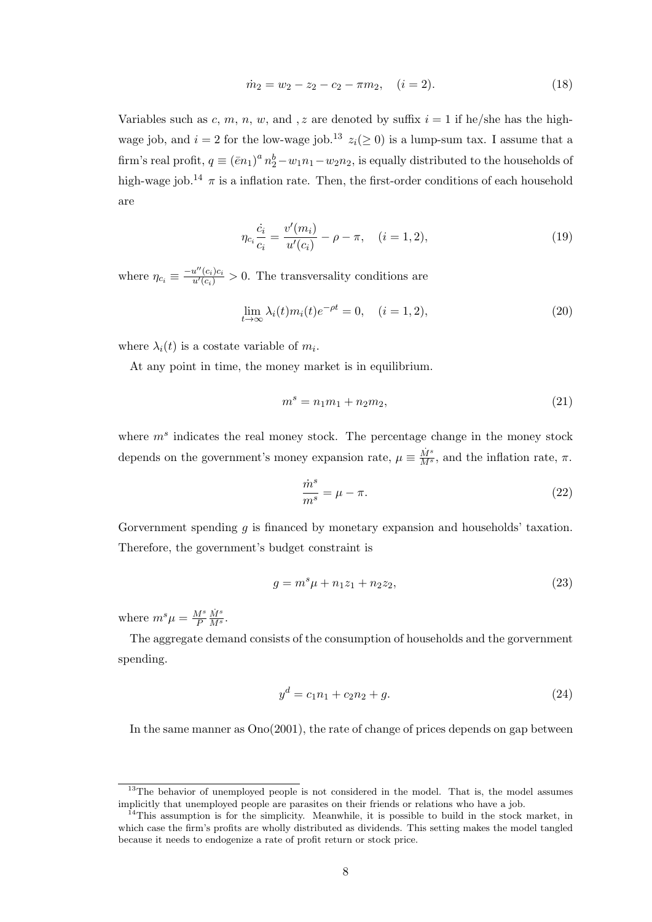$$\dot{m}_2 = w_2 - z_2 - c_2 - \pi m_2, \quad (i = 2). \tag{18}$$

Variables such as $c$, $m$, $n$, $w$, and , $z$ are denoted by suffix $i = 1$ if he/she has the high-wage job, and $i = 2$ for the low-wage job.[13] $z_i (\geq 0)$ is a lump-sum tax. I assume that a firm's real profit, $q \equiv (\bar{e} n_1)^a n_2^b - w_1 n_1 - w_2 n_2$, is equally distributed to the households of high-wage job.[14] $\pi$ is a inflation rate. Then, the first-order conditions of each household are

$$\eta_{c_i} \frac{\dot{c}_i}{c_i} = \frac{v'(m_i)}{u'(c_i)} - \rho - \pi, \quad (i = 1, 2), \tag{19}$$

where $\eta_{c_i} \equiv \frac{-u''(c_i)c_i}{u'(c_i)} > 0$. The transversality conditions are

$$\lim_{t \to \infty} \lambda_i(t) m_i(t) e^{-\rho t} = 0, \quad (i = 1, 2), \tag{20}$$

where $\lambda_i(t)$ is a costate variable of $m_i$.

At any point in time, the money market is in equilibrium.

$$m^s = n_1 m_1 + n_2 m_2, \tag{21}$$

where $m^s$ indicates the real money stock. The percentage change in the money stock depends on the government's money expansion rate, $\mu \equiv \frac{\dot{M}^s}{M^s}$, and the inflation rate, $\pi$.

$$\frac{\dot{m}^s}{m^s} = \mu - \pi. \tag{22}$$

Gorverment spending $g$ is financed by monetary expansion and households' taxation. Therefore, the government's budget constraint is

$$g = m^s \mu + n_1 z_1 + n_2 z_2, \tag{23}$$

where $m^s \mu = \frac{M^s}{P} \frac{\dot{M}^s}{M^s}$.

The aggregate demand consists of the consumption of households and the gorvernment spending.

$$y^d = c_1 n_1 + c_2 n_2 + g. \tag{24}$$

In the same manner as Ono(2001), the rate of change of prices depends on gap between

---

[13] The behavior of unemployed people is not considered in the model. That is, the model assumes implicitly that unemployed people are parasites on their friends or relations who have a job.

[14] This assumption is for the simplicity. Meanwhile, it is possible to build in the stock market, in which case the firm's profits are wholly distributed as dividends. This setting makes the model tangled because it needs to endogenize a rate of profit return or stock price.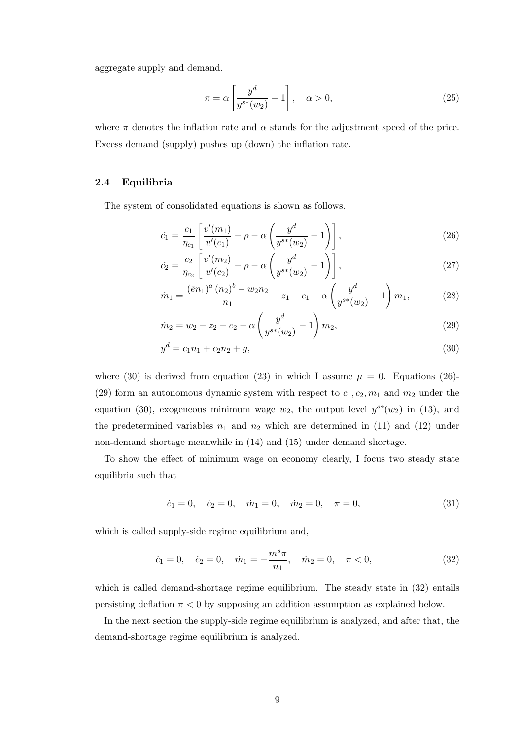aggregate supply and demand.

$$\pi = \alpha \left[ \frac{y^d}{y^{s*}(w_2)} - 1 \right], \quad \alpha > 0, \tag{25}$$

where $\pi$ denotes the inflation rate and $\alpha$ stands for the adjustment speed of the price. Excess demand (supply) pushes up (down) the inflation rate.

### 2.4 Equilibria

The system of consolidated equations is shown as follows.

$$\dot{c}_1 = \frac{c_1}{\eta_{c_1}} \left[ \frac{v'(m_1)}{u'(c_1)} - \rho - \alpha \left( \frac{y^d}{y^{s*}(w_2)} - 1 \right) \right], \tag{26}$$

$$\dot{c}_2 = \frac{c_2}{\eta_{c_2}} \left[ \frac{v'(m_2)}{u'(c_2)} - \rho - \alpha \left( \frac{y^d}{y^{s*}(w_2)} - 1 \right) \right], \tag{27}$$

$$\dot{m}_1 = \frac{(\bar{e}n_1)^a (n_2)^b - w_2 n_2}{n_1} - z_1 - c_1 - \alpha \left( \frac{y^d}{y^{s*}(w_2)} - 1 \right) m_1, \tag{28}$$

$$\dot{m}_2 = w_2 - z_2 - c_2 - \alpha \left( \frac{y^d}{y^{s*}(w_2)} - 1 \right) m_2, \tag{29}$$

$$y^d = c_1 n_1 + c_2 n_2 + g, \tag{30}$$

where (30) is derived from equation (23) in which I assume $\mu = 0$. Equations (26)-(29) form an autonomous dynamic system with respect to $c_1, c_2, m_1$ and $m_2$ under the equation (30), exogeneous minimum wage $w_2$, the output level $y^{s*}(w_2)$ in (13), and the predetermined variables $n_1$ and $n_2$ which are determined in (11) and (12) under non-demand shortage meanwhile in (14) and (15) under demand shortage.

To show the effect of minimum wage on economy clearly, I focus two steady state equilibria such that

$$\dot{c}_1 = 0, \quad \dot{c}_2 = 0, \quad \dot{m}_1 = 0, \quad \dot{m}_2 = 0, \quad \pi = 0, \tag{31}$$

which is called supply-side regime equilibrium and,

$$\dot{c}_1 = 0, \quad \dot{c}_2 = 0, \quad \dot{m}_1 = -\frac{m^s \pi}{n_1}, \quad \dot{m}_2 = 0, \quad \pi < 0, \tag{32}$$

which is called demand-shortage regime equilibrium. The steady state in (32) entails persisting deflation $\pi < 0$ by supposing an addition assumption as explained below.

In the next section the supply-side regime equilibrium is analyzed, and after that, the demand-shortage regime equilibrium is analyzed.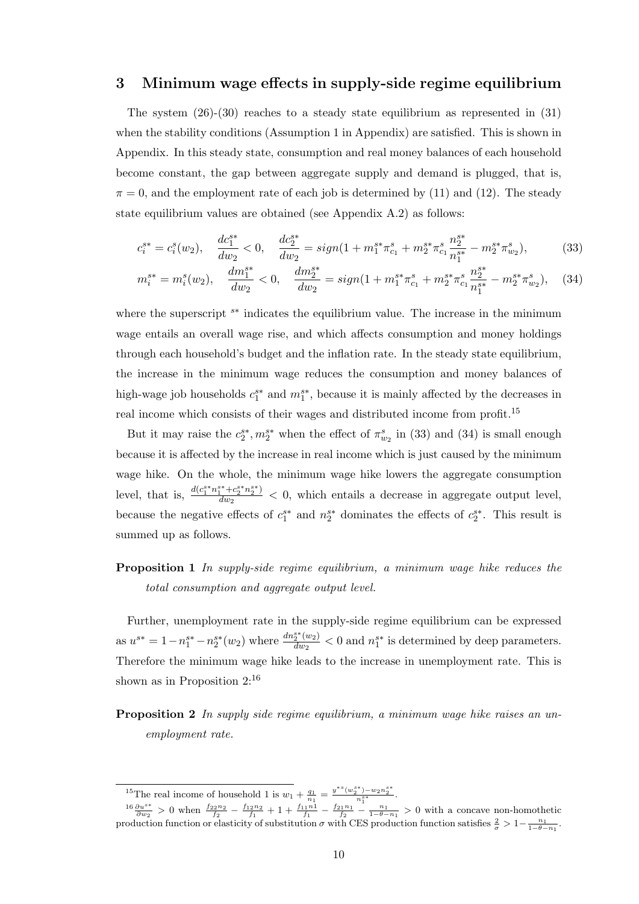## 3 Minimum wage effects in supply-side regime equilibrium

The system (26)-(30) reaches to a steady state equilibrium as represented in (31) when the stability conditions (Assumption 1 in Appendix) are satisfied. This is shown in Appendix. In this steady state, consumption and real money balances of each household become constant, the gap between aggregate supply and demand is plugged, that is, $\pi = 0$, and the employment rate of each job is determined by (11) and (12). The steady state equilibrium values are obtained (see Appendix A.2) as follows:

$$c_i^{s*} = c_i^s(w_2), \quad \frac{dc_1^{s*}}{dw_2} < 0, \quad \frac{dc_2^{s*}}{dw_2} = sign(1 + m_1^{s*}\pi_{c_1}^s + m_2^{s*}\pi_{c_1}^s \frac{n_2^{s*}}{n_1^{s*}} - m_2^{s*}\pi_{w_2}^s), \tag{33}$$

$$m_i^{s*} = m_i^s(w_2), \quad \frac{dm_1^{s*}}{dw_2} < 0, \quad \frac{dm_2^{s*}}{dw_2} = sign(1 + m_1^{s*}\pi_{c_1}^s + m_2^{s*}\pi_{c_1}^s \frac{n_2^{s*}}{n_1^{s*}} - m_2^{s*}\pi_{w_2}^s), \tag{34}$$

where the superscript $^{s*}$ indicates the equilibrium value. The increase in the minimum wage entails an overall wage rise, and which affects consumption and money holdings through each household's budget and the inflation rate. In the steady state equilibrium, the increase in the minimum wage reduces the consumption and money balances of high-wage job households $c_1^{s*}$ and $m_1^{s*}$, because it is mainly affected by the decreases in real income which consists of their wages and distributed income from profit.[15]

But it may raise the $c_2^{s*}, m_2^{s*}$ when the effect of $\pi_{w_2}^s$ in (33) and (34) is small enough because it is affected by the increase in real income which is just caused by the minimum wage hike. On the whole, the minimum wage hike lowers the aggregate consumption level, that is, $\frac{d(c_1^{s*}n_1^{s*} + c_2^{s*}n_2^{s*})}{dw_2} < 0$, which entails a decrease in aggregate output level, because the negative effects of $c_1^{s*}$ and $n_2^{s*}$ dominates the effects of $c_2^{s*}$. This result is summed up as follows.

**Proposition 1** *In supply-side regime equilibrium, a minimum wage hike reduces the total consumption and aggregate output level.*

Further, unemployment rate in the supply-side regime equilibrium can be expressed as $u^{s*} = 1 - n_1^{s*} - n_2^{s*}(w_2)$ where $\frac{dn_2^{s*}(w_2)}{dw_2} < 0$ and $n_1^{s*}$ is determined by deep parameters. Therefore the minimum wage hike leads to the increase in unemployment rate. This is shown as in Proposition 2:[16]

**Proposition 2** *In supply side regime equilibrium, a minimum wage hike raises an unemployment rate.*

---

[15] The real income of household 1 is $w_1 + \frac{q_1}{n_1} = \frac{y^{*s}(w_2^{s*}) - w_2 n_2^{s*}}{n_1^{s*}}$.

[16] $\frac{\partial u^{s*}}{\partial w_2} > 0$ when $\frac{f_{22}n_2}{f_2} - \frac{f_{12}n_2}{f_1} + 1 + \frac{f_{11}n1}{f_1} - \frac{f_{21}n_1}{f_2} - \frac{n_1}{1-\theta-n_1} > 0$ with a concave non-homothetic production function or elasticity of substitution $\sigma$ with CES production function satisfies $\frac{2}{\sigma} > 1 - \frac{n_1}{1-\theta-n_1}$.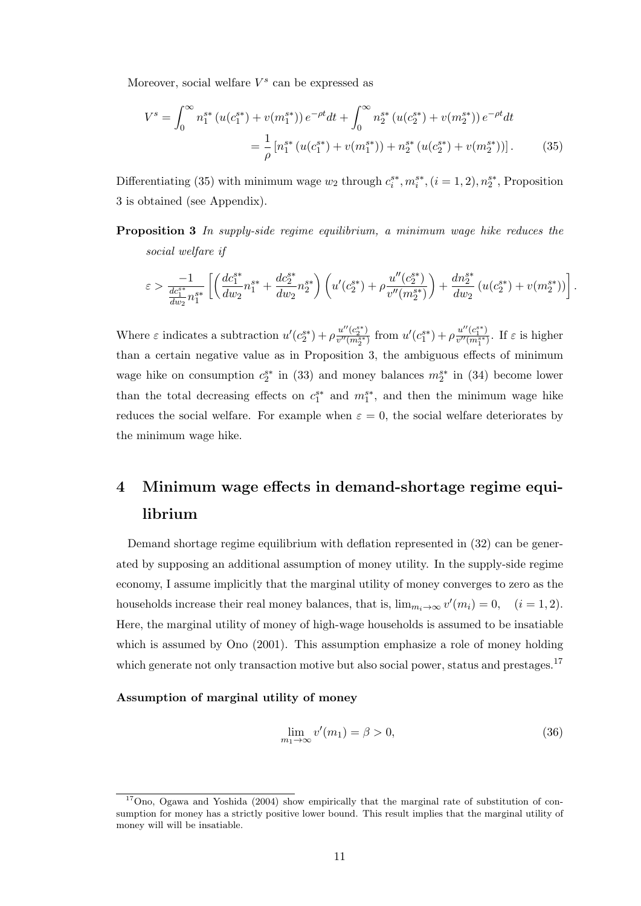Moreover, social welfare $V^s$ can be expressed as

$$
\begin{aligned}
V^s &= \int_0^\infty n_1^{s*}\left(u(c_1^{s*}) + v(m_1^{s*})\right) e^{-\rho t} dt + \int_0^\infty n_2^{s*}\left(u(c_2^{s*}) + v(m_2^{s*})\right) e^{-\rho t} dt \\
&= \frac{1}{\rho}\left[n_1^{s*}\left(u(c_1^{s*}) + v(m_1^{s*})\right) + n_2^{s*}\left(u(c_2^{s*}) + v(m_2^{s*})\right)\right]. \qquad (35)
\end{aligned}
$$

Differentiating (35) with minimum wage $w_2$ through $c_i^{s*}, m_i^{s*}, (i = 1, 2), n_2^{s*}$, Proposition 3 is obtained (see Appendix).

**Proposition 3** *In supply-side regime equilibrium, a minimum wage hike reduces the social welfare if*

$$
\varepsilon > \frac{-1}{\frac{dc_1^{s*}}{dw_2} n_1^{s*}} \left[\left(\frac{dc_1^{s*}}{dw_2} n_1^{s*} + \frac{dc_2^{s*}}{dw_2} n_2^{s*}\right)\left(u'(c_2^{s*}) + \rho \frac{u''(c_2^{s*})}{v''(m_2^{s*})}\right) + \frac{dn_2^{s*}}{dw_2}\left(u(c_2^{s*}) + v(m_2^{s*})\right)\right].
$$

Where $\varepsilon$ indicates a subtraction $u'(c_2^{s*}) + \rho \frac{u''(c_2^{s*})}{v''(m_2^{s*})}$ from $u'(c_1^{s*}) + \rho \frac{u''(c_1^{s*})}{v''(m_1^{s*})}$. If $\varepsilon$ is higher than a certain negative value as in Proposition 3, the ambiguous effects of minimum wage hike on consumption $c_2^{s*}$ in (33) and money balances $m_2^{s*}$ in (34) become lower than the total decreasing effects on $c_1^{s*}$ and $m_1^{s*}$, and then the minimum wage hike reduces the social welfare. For example when $\varepsilon = 0$, the social welfare deteriorates by the minimum wage hike.

# 4 Minimum wage effects in demand-shortage regime equilibrium

Demand shortage regime equilibrium with deflation represented in (32) can be generated by supposing an additional assumption of money utility. In the supply-side regime economy, I assume implicitly that the marginal utility of money converges to zero as the households increase their real money balances, that is, $\lim_{m_i \to \infty} v'(m_i) = 0, \quad (i = 1, 2)$. Here, the marginal utility of money of high-wage households is assumed to be insatiable which is assumed by Ono (2001). This assumption emphasize a role of money holding which generate not only transaction motive but also social power, status and prestages.[17]

**Assumption of marginal utility of money**

$$
\lim_{m_1 \to \infty} v'(m_1) = \beta > 0, \qquad (36)
$$

[17] Ono, Ogawa and Yoshida (2004) show empirically that the marginal rate of substitution of consumption for money has a strictly positive lower bound. This result implies that the marginal utility of money will will be insatiable.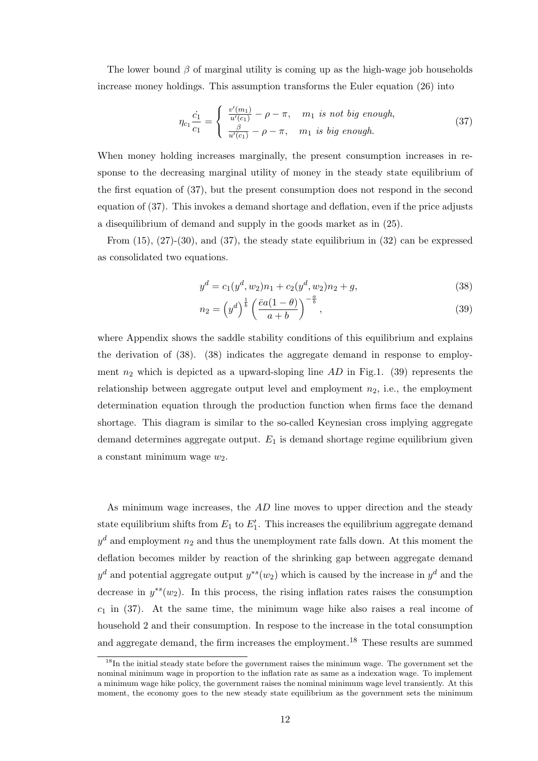The lower bound $\beta$ of marginal utility is coming up as the high-wage job households increase money holdings. This assumption transforms the Euler equation (26) into

$$\eta_{c_1}\frac{\dot{c}_1}{c_1} = \begin{cases} \frac{v'(m_1)}{u'(c_1)} - \rho - \pi, & m_1 \text{ is not big enough,} \\ \frac{\beta}{u'(c_1)} - \rho - \pi, & m_1 \text{ is big enough.} \end{cases} \tag{37}$$

When money holding increases marginally, the present consumption increases in response to the decreasing marginal utility of money in the steady state equilibrium of the first equation of (37), but the present consumption does not respond in the second equation of (37). This invokes a demand shortage and deflation, even if the price adjusts a disequilibrium of demand and supply in the goods market as in (25).

From (15), (27)-(30), and (37), the steady state equilibrium in (32) can be expressed as consolidated two equations.

$$y^d = c_1(y^d, w_2)n_1 + c_2(y^d, w_2)n_2 + g, \tag{38}$$

$$n_2 = \left(y^d\right)^{\frac{1}{b}} \left(\frac{\bar{e}a(1-\theta)}{a+b}\right)^{-\frac{a}{b}}, \tag{39}$$

where Appendix shows the saddle stability conditions of this equilibrium and explains the derivation of (38). (38) indicates the aggregate demand in response to employment $n_2$ which is depicted as a upward-sloping line $AD$ in Fig.1. (39) represents the relationship between aggregate output level and employment $n_2$, i.e., the employment determination equation through the production function when firms face the demand shortage. This diagram is similar to the so-called Keynesian cross implying aggregate demand determines aggregate output. $E_1$ is demand shortage regime equilibrium given a constant minimum wage $w_2$.

As minimum wage increases, the $AD$ line moves to upper direction and the steady state equilibrium shifts from $E_1$ to $E_1'$. This increases the equilibrium aggregate demand $y^d$ and employment $n_2$ and thus the unemployment rate falls down. At this moment the deflation becomes milder by reaction of the shrinking gap between aggregate demand $y^d$ and potential aggregate output $y^{*s}(w_2)$ which is caused by the increase in $y^d$ and the decrease in $y^{*s}(w_2)$. In this process, the rising inflation rates raises the consumption $c_1$ in (37). At the same time, the minimum wage hike also raises a real income of household 2 and their consumption. In respose to the increase in the total consumption and aggregate demand, the firm increases the employment.[18] These results are summed

[18] In the initial steady state before the government raises the minimum wage. The government set the nominal minimum wage in proportion to the inflation rate as same as a indexation wage. To implement a minimum wage hike policy, the government raises the nominal minimum wage level transiently. At this moment, the economy goes to the new steady state equilibrium as the government sets the minimum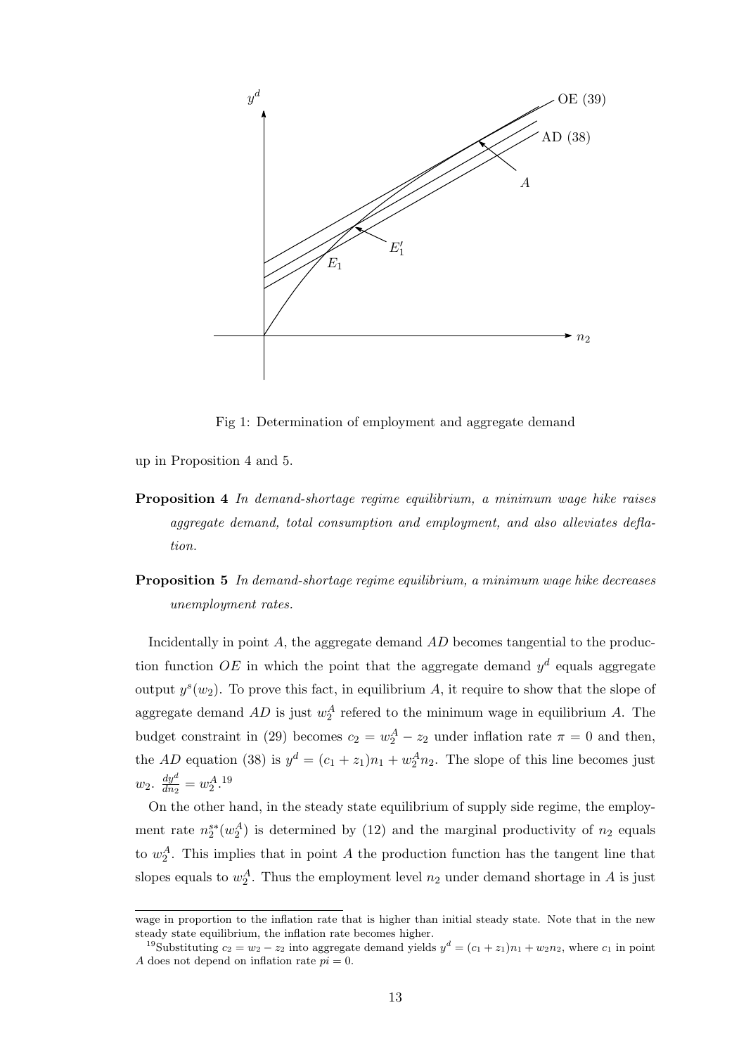Fig 1: Determination of employment and aggregate demand

up in Proposition 4 and 5.

**Proposition 4** *In demand-shortage regime equilibrium, a minimum wage hike raises aggregate demand, total consumption and employment, and also alleviates deflation.*

**Proposition 5** *In demand-shortage regime equilibrium, a minimum wage hike decreases unemployment rates.*

Incidentally in point $A$, the aggregate demand $AD$ becomes tangential to the production function $OE$ in which the point that the aggregate demand $y^d$ equals aggregate output $y^s(w_2)$. To prove this fact, in equilibrium $A$, it require to show that the slope of aggregate demand $AD$ is just $w_2^A$ refered to the minimum wage in equilibrium $A$. The budget constraint in (29) becomes $c_2 = w_2^A - z_2$ under inflation rate $\pi = 0$ and then, the $AD$ equation (38) is $y^d = (c_1 + z_1)n_1 + w_2^A n_2$. The slope of this line becomes just $w_2$. $\frac{dy^d}{dn_2} = w_2^A$.[19]

On the other hand, in the steady state equilibrium of supply side regime, the employment rate $n_2^{s*}(w_2^A)$ is determined by (12) and the marginal productivity of $n_2$ equals to $w_2^A$. This implies that in point $A$ the production function has the tangent line that slopes equals to $w_2^A$. Thus the employment level $n_2$ under demand shortage in $A$ is just

wage in proportion to the inflation rate that is higher than initial steady state. Note that in the new steady state equilibrium, the inflation rate becomes higher.

[19]Substituting $c_2 = w_2 - z_2$ into aggregate demand yields $y^d = (c_1 + z_1)n_1 + w_2 n_2$, where $c_1$ in point $A$ does not depend on inflation rate $pi = 0$.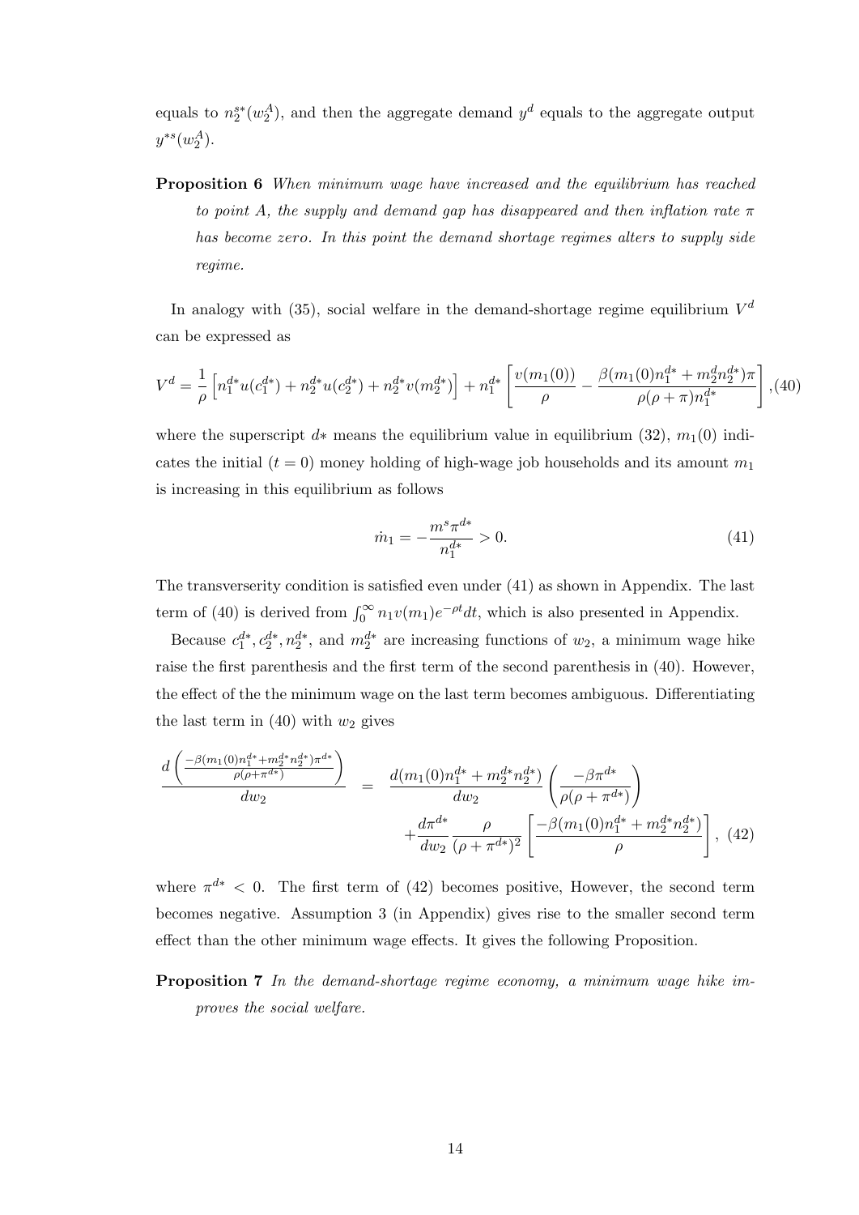equals to $n_2^{s*}(w_2^A)$, and then the aggregate demand $y^d$ equals to the aggregate output $y^{*s}(w_2^A)$.

**Proposition 6** *When minimum wage have increased and the equilibrium has reached to point A, the supply and demand gap has disappeared and then inflation rate $\pi$ has become zero. In this point the demand shortage regimes alters to supply side regime.*

In analogy with (35), social welfare in the demand-shortage regime equilibrium $V^d$ can be expressed as

$$V^d = \frac{1}{\rho}\left[n_1^{d*}u(c_1^{d*}) + n_2^{d*}u(c_2^{d*}) + n_2^{d*}v(m_2^{d*})\right] + n_1^{d*}\left[\frac{v(m_1(0))}{\rho} - \frac{\beta(m_1(0)n_1^{d*} + m_2^d n_2^{d*})\pi}{\rho(\rho+\pi)n_1^{d*}}\right], \quad (40)$$

where the superscript $d*$ means the equilibrium value in equilibrium (32), $m_1(0)$ indicates the initial ($t = 0$) money holding of high-wage job households and its amount $m_1$ is increasing in this equilibrium as follows

$$\dot{m}_1 = -\frac{m^s \pi^{d*}}{n_1^{d*}} > 0. \quad (41)$$

The transverserity condition is satisfied even under (41) as shown in Appendix. The last term of (40) is derived from $\int_0^\infty n_1 v(m_1)e^{-\rho t}dt$, which is also presented in Appendix.

Because $c_1^{d*}, c_2^{d*}, n_2^{d*}$, and $m_2^{d*}$ are increasing functions of $w_2$, a minimum wage hike raise the first parenthesis and the first term of the second parenthesis in (40). However, the effect of the the minimum wage on the last term becomes ambiguous. Differentiating the last term in (40) with $w_2$ gives

$$\frac{d\left(\frac{-\beta(m_1(0)n_1^{d*}+m_2^{d*}n_2^{d*})\pi^{d*}}{\rho(\rho+\pi^{d*})}\right)}{dw_2} = \frac{d(m_1(0)n_1^{d*} + m_2^{d*}n_2^{d*})}{dw_2}\left(\frac{-\beta\pi^{d*}}{\rho(\rho+\pi^{d*})}\right) + \frac{d\pi^{d*}}{dw_2}\frac{\rho}{(\rho+\pi^{d*})^2}\left[\frac{-\beta(m_1(0)n_1^{d*} + m_2^{d*}n_2^{d*})}{\rho}\right], \quad (42)$$

where $\pi^{d*} < 0$. The first term of (42) becomes positive, However, the second term becomes negative. Assumption 3 (in Appendix) gives rise to the smaller second term effect than the other minimum wage effects. It gives the following Proposition.

**Proposition 7** *In the demand-shortage regime economy, a minimum wage hike improves the social welfare.*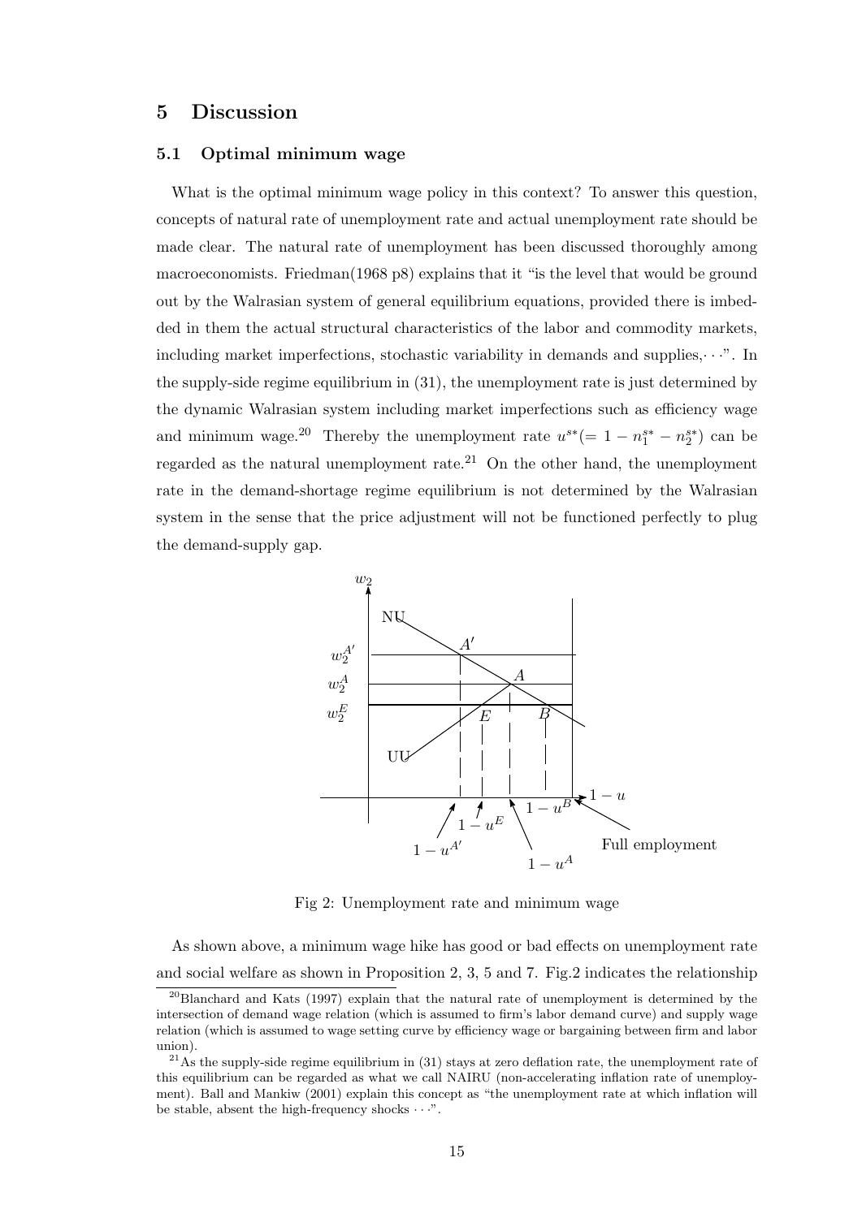## 5 Discussion

### 5.1 Optimal minimum wage

What is the optimal minimum wage policy in this context? To answer this question, concepts of natural rate of unemployment rate and actual unemployment rate should be made clear. The natural rate of unemployment has been discussed thoroughly among macroeconomists. Friedman(1968 p8) explains that it "is the level that would be ground out by the Walrasian system of general equilibrium equations, provided there is imbedded in them the actual structural characteristics of the labor and commodity markets, including market imperfections, stochastic variability in demands and supplies,$\cdots$". In the supply-side regime equilibrium in (31), the unemployment rate is just determined by the dynamic Walrasian system including market imperfections such as efficiency wage and minimum wage.[20] Thereby the unemployment rate $u^{s*}(= 1 - n_1^{s*} - n_2^{s*})$ can be regarded as the natural unemployment rate.[21] On the other hand, the unemployment rate in the demand-shortage regime equilibrium is not determined by the Walrasian system in the sense that the price adjustment will not be functioned perfectly to plug the demand-supply gap.

Fig 2: Unemployment rate and minimum wage

As shown above, a minimum wage hike has good or bad effects on unemployment rate and social welfare as shown in Proposition 2, 3, 5 and 7. Fig.2 indicates the relationship

[20] Blanchard and Kats (1997) explain that the natural rate of unemployment is determined by the intersection of demand wage relation (which is assumed to firm's labor demand curve) and supply wage relation (which is assumed to wage setting curve by efficiency wage or bargaining between firm and labor union).

[21] As the supply-side regime equilibrium in (31) stays at zero deflation rate, the unemployment rate of this equilibrium can be regarded as what we call NAIRU (non-accelerating inflation rate of unemployment). Ball and Mankiw (2001) explain this concept as "the unemployment rate at which inflation will be stable, absent the high-frequency shocks $\cdots$".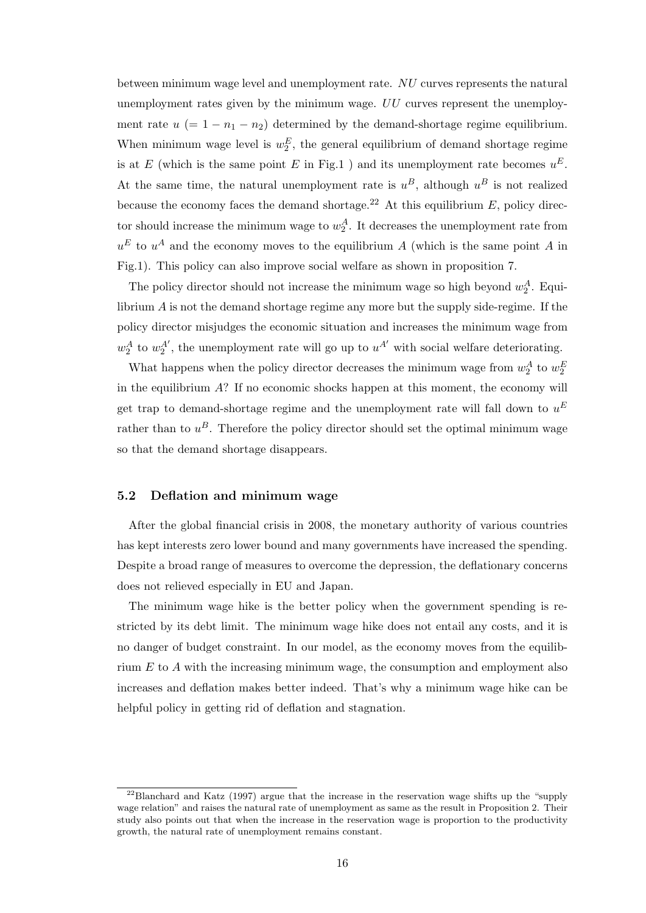between minimum wage level and unemployment rate. $NU$ curves represents the natural unemployment rates given by the minimum wage. $UU$ curves represent the unemployment rate $u$ $(= 1 - n_1 - n_2)$ determined by the demand-shortage regime equilibrium. When minimum wage level is $w_2^E$, the general equilibrium of demand shortage regime is at $E$ (which is the same point $E$ in Fig.1 ) and its unemployment rate becomes $u^E$. At the same time, the natural unemployment rate is $u^B$, although $u^B$ is not realized because the economy faces the demand shortage.[22] At this equilibrium $E$, policy director should increase the minimum wage to $w_2^A$. It decreases the unemployment rate from $u^E$ to $u^A$ and the economy moves to the equilibrium $A$ (which is the same point $A$ in Fig.1). This policy can also improve social welfare as shown in proposition 7.

The policy director should not increase the minimum wage so high beyond $w_2^A$. Equilibrium $A$ is not the demand shortage regime any more but the supply side-regime. If the policy director misjudges the economic situation and increases the minimum wage from $w_2^A$ to $w_2^{A'}$, the unemployment rate will go up to $u^{A'}$ with social welfare deteriorating.

What happens when the policy director decreases the minimum wage from $w_2^A$ to $w_2^E$ in the equilibrium $A$? If no economic shocks happen at this moment, the economy will get trap to demand-shortage regime and the unemployment rate will fall down to $u^E$ rather than to $u^B$. Therefore the policy director should set the optimal minimum wage so that the demand shortage disappears.

### 5.2 Deflation and minimum wage

After the global financial crisis in 2008, the monetary authority of various countries has kept interests zero lower bound and many governments have increased the spending. Despite a broad range of measures to overcome the depression, the deflationary concerns does not relieved especially in EU and Japan.

The minimum wage hike is the better policy when the government spending is restricted by its debt limit. The minimum wage hike does not entail any costs, and it is no danger of budget constraint. In our model, as the economy moves from the equilibrium $E$ to $A$ with the increasing minimum wage, the consumption and employment also increases and deflation makes better indeed. That's why a minimum wage hike can be helpful policy in getting rid of deflation and stagnation.

[22] Blanchard and Katz (1997) argue that the increase in the reservation wage shifts up the "supply wage relation" and raises the natural rate of unemployment as same as the result in Proposition 2. Their study also points out that when the increase in the reservation wage is proportion to the productivity growth, the natural rate of unemployment remains constant.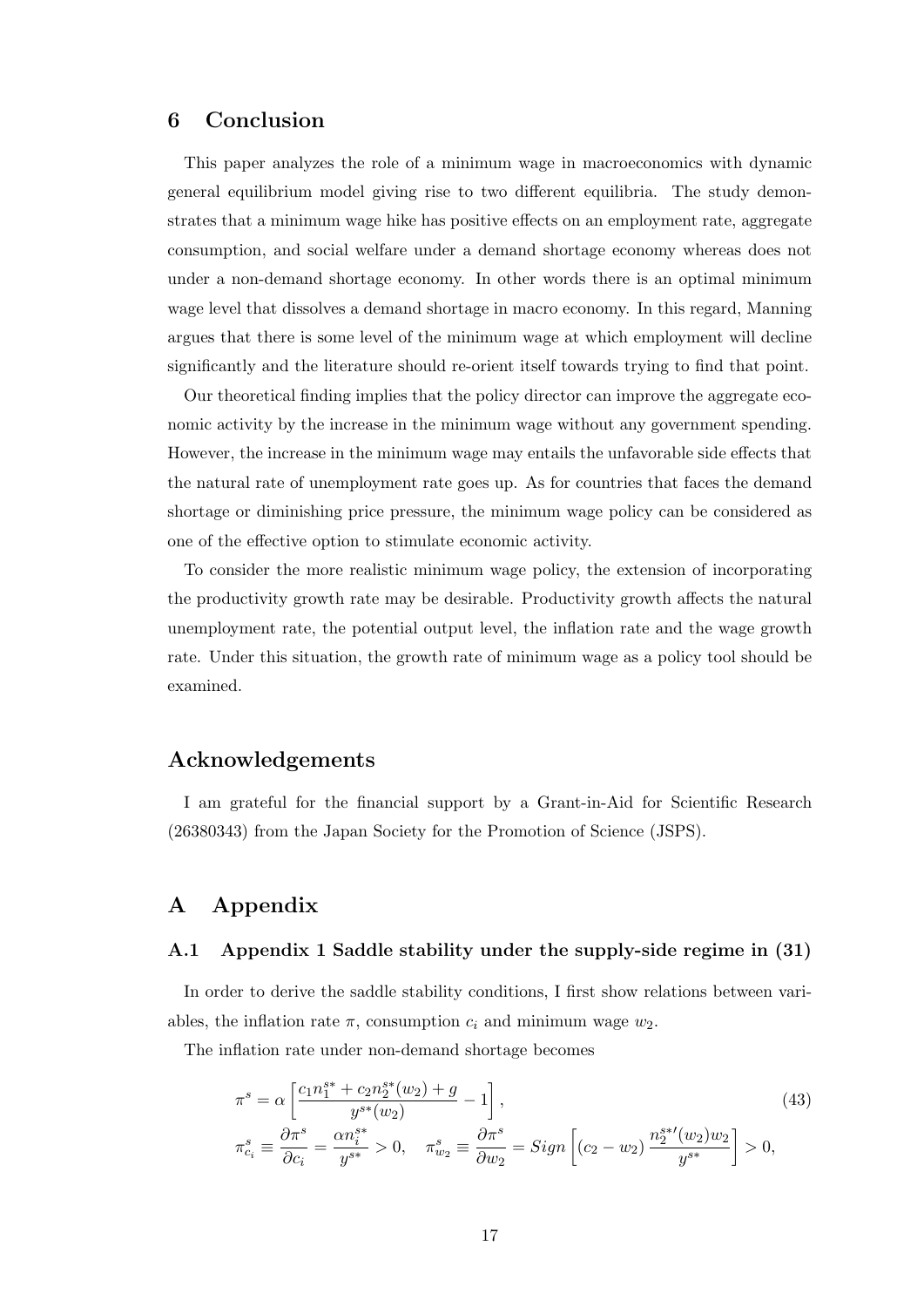## 6 Conclusion

This paper analyzes the role of a minimum wage in macroeconomics with dynamic general equilibrium model giving rise to two different equilibria. The study demonstrates that a minimum wage hike has positive effects on an employment rate, aggregate consumption, and social welfare under a demand shortage economy whereas does not under a non-demand shortage economy. In other words there is an optimal minimum wage level that dissolves a demand shortage in macro economy. In this regard, Manning argues that there is some level of the minimum wage at which employment will decline significantly and the literature should re-orient itself towards trying to find that point.

Our theoretical finding implies that the policy director can improve the aggregate economic activity by the increase in the minimum wage without any government spending. However, the increase in the minimum wage may entails the unfavorable side effects that the natural rate of unemployment rate goes up. As for countries that faces the demand shortage or diminishing price pressure, the minimum wage policy can be considered as one of the effective option to stimulate economic activity.

To consider the more realistic minimum wage policy, the extension of incorporating the productivity growth rate may be desirable. Productivity growth affects the natural unemployment rate, the potential output level, the inflation rate and the wage growth rate. Under this situation, the growth rate of minimum wage as a policy tool should be examined.

## Acknowledgements

I am grateful for the financial support by a Grant-in-Aid for Scientific Research (26380343) from the Japan Society for the Promotion of Science (JSPS).

## A Appendix

### A.1 Appendix 1 Saddle stability under the supply-side regime in (31)

In order to derive the saddle stability conditions, I first show relations between variables, the inflation rate $\pi$, consumption $c_i$ and minimum wage $w_2$.

The inflation rate under non-demand shortage becomes

$$\pi^s = \alpha \left[ \frac{c_1 n_1^{s*} + c_2 n_2^{s*}(w_2) + g}{y^{s*}(w_2)} - 1 \right], \tag{43}$$

$$\pi^s_{c_i} \equiv \frac{\partial \pi^s}{\partial c_i} = \frac{\alpha n_i^{s*}}{y^{s*}} > 0, \quad \pi^s_{w_2} \equiv \frac{\partial \pi^s}{\partial w_2} = Sign\left[ (c_2 - w_2) \frac{n_2^{s*\prime}(w_2) w_2}{y^{s*}} \right] > 0,$$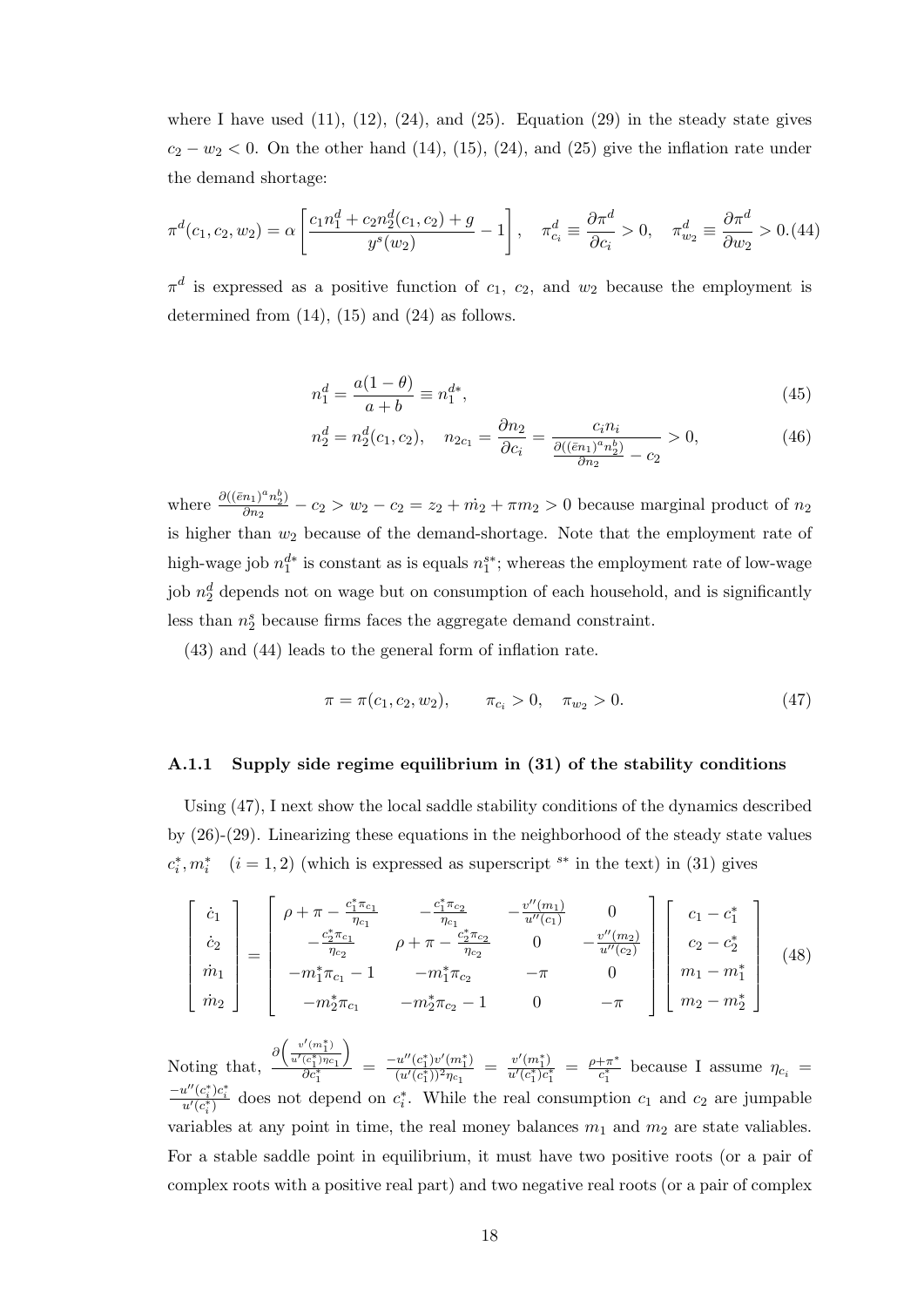where I have used (11), (12), (24), and (25). Equation (29) in the steady state gives $c_2 - w_2 < 0$. On the other hand (14), (15), (24), and (25) give the inflation rate under the demand shortage:

$$\pi^d(c_1, c_2, w_2) = \alpha \left[ \frac{c_1 n_1^d + c_2 n_2^d(c_1, c_2) + g}{y^s(w_2)} - 1 \right], \quad \pi_{c_i}^d \equiv \frac{\partial \pi^d}{\partial c_i} > 0, \quad \pi_{w_2}^d \equiv \frac{\partial \pi^d}{\partial w_2} > 0. \tag{44}$$

$\pi^d$ is expressed as a positive function of $c_1$, $c_2$, and $w_2$ because the employment is determined from (14), (15) and (24) as follows.

$$n_1^d = \frac{a(1-\theta)}{a+b} \equiv n_1^{d*}, \tag{45}$$

$$n_2^d = n_2^d(c_1, c_2), \quad n_{2c_1} = \frac{\partial n_2}{\partial c_i} = \frac{c_i n_i}{\frac{\partial ((\bar{e} n_1)^a n_2^b)}{\partial n_2} - c_2} > 0, \tag{46}$$

where $\frac{\partial ((\bar{e} n_1)^a n_2^b)}{\partial n_2} - c_2 > w_2 - c_2 = z_2 + \dot{m}_2 + \pi m_2 > 0$ because marginal product of $n_2$ is higher than $w_2$ because of the demand-shortage. Note that the employment rate of high-wage job $n_1^{d*}$ is constant as is equals $n_1^{s*}$; whereas the employment rate of low-wage job $n_2^d$ depends not on wage but on consumption of each household, and is significantly less than $n_2^s$ because firms faces the aggregate demand constraint.

(43) and (44) leads to the general form of inflation rate.

$$\pi = \pi(c_1, c_2, w_2), \qquad \pi_{c_i} > 0, \quad \pi_{w_2} > 0. \tag{47}$$

### A.1.1 Supply side regime equilibrium in (31) of the stability conditions

Using (47), I next show the local saddle stability conditions of the dynamics described by (26)-(29). Linearizing these equations in the neighborhood of the steady state values $c_i^*, m_i^* \quad (i = 1, 2)$ (which is expressed as superscript $^{s*}$ in the text) in (31) gives

$$\begin{bmatrix} \dot{c}_1 \\ \dot{c}_2 \\ \dot{m}_1 \\ \dot{m}_2 \end{bmatrix} = \begin{bmatrix} \rho + \pi - \frac{c_1^* \pi_{c_1}}{\eta_{c_1}} & -\frac{c_1^* \pi_{c_2}}{\eta_{c_1}} & -\frac{v''(m_1)}{u''(c_1)} & 0 \\ -\frac{c_2^* \pi_{c_1}}{\eta_{c_2}} & \rho + \pi - \frac{c_2^* \pi_{c_2}}{\eta_{c_2}} & 0 & -\frac{v''(m_2)}{u''(c_2)} \\ -m_1^* \pi_{c_1} - 1 & -m_1^* \pi_{c_2} & -\pi & 0 \\ -m_2^* \pi_{c_1} & -m_2^* \pi_{c_2} - 1 & 0 & -\pi \end{bmatrix} \begin{bmatrix} c_1 - c_1^* \\ c_2 - c_2^* \\ m_1 - m_1^* \\ m_2 - m_2^* \end{bmatrix} \tag{48}$$

Noting that, $\frac{\partial \left( \frac{v'(m_1^*)}{u'(c_1^*) \eta_{c_1}} \right)}{\partial c_1^*} = \frac{-u''(c_1^*) v'(m_1^*)}{(u'(c_1^*))^2 \eta_{c_1}} = \frac{v'(m_1^*)}{u'(c_1^*) c_1^*} = \frac{\rho + \pi^*}{c_1^*}$ because I assume $\eta_{c_i} = \frac{-u''(c_i^*) c_i^*}{u'(c_i^*)}$ does not depend on $c_i^*$. While the real consumption $c_1$ and $c_2$ are jumpable variables at any point in time, the real money balances $m_1$ and $m_2$ are state valiables. For a stable saddle point in equilibrium, it must have two positive roots (or a pair of complex roots with a positive real part) and two negative real roots (or a pair of complex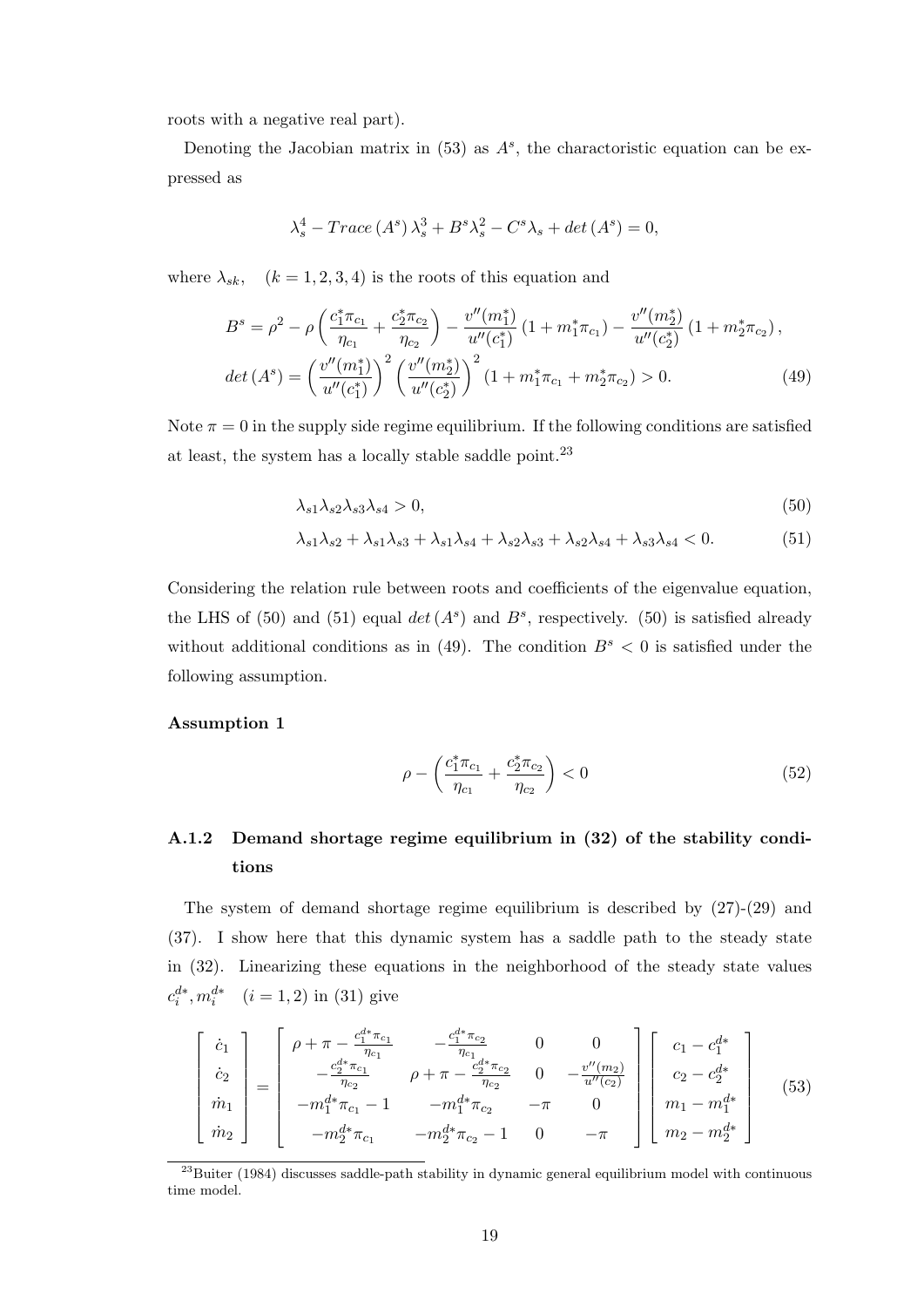roots with a negative real part).

Denoting the Jacobian matrix in (53) as $A^s$, the charactoristic equation can be expressed as

$$\lambda_s^4 - Trace\,(A^s)\,\lambda_s^3 + B^s \lambda_s^2 - C^s \lambda_s + det\,(A^s) = 0,$$

where $\lambda_{sk}, \quad (k = 1, 2, 3, 4)$ is the roots of this equation and

$$B^s = \rho^2 - \rho \left( \frac{c_1^* \pi_{c_1}}{\eta_{c_1}} + \frac{c_2^* \pi_{c_2}}{\eta_{c_2}} \right) - \frac{v''(m_1^*)}{u''(c_1^*)} \left(1 + m_1^* \pi_{c_1}\right) - \frac{v''(m_2^*)}{u''(c_2^*)} \left(1 + m_2^* \pi_{c_2}\right),$$

$$det\,(A^s) = \left( \frac{v''(m_1^*)}{u''(c_1^*)} \right)^2 \left( \frac{v''(m_2^*)}{u''(c_2^*)} \right)^2 \left(1 + m_1^* \pi_{c_1} + m_2^* \pi_{c_2}\right) > 0. \tag{49}$$

Note $\pi = 0$ in the supply side regime equilibrium. If the following conditions are satisfied at least, the system has a locally stable saddle point.[23]

$$\lambda_{s1} \lambda_{s2} \lambda_{s3} \lambda_{s4} > 0, \tag{50}$$

$$\lambda_{s1} \lambda_{s2} + \lambda_{s1} \lambda_{s3} + \lambda_{s1} \lambda_{s4} + \lambda_{s2} \lambda_{s3} + \lambda_{s2} \lambda_{s4} + \lambda_{s3} \lambda_{s4} < 0. \tag{51}$$

Considering the relation rule between roots and coefficients of the eigenvalue equation, the LHS of (50) and (51) equal $det\,(A^s)$ and $B^s$, respectively. (50) is satisfied already without additional conditions as in (49). The condition $B^s < 0$ is satisfied under the following assumption.

**Assumption 1**

$$\rho - \left( \frac{c_1^* \pi_{c_1}}{\eta_{c_1}} + \frac{c_2^* \pi_{c_2}}{\eta_{c_2}} \right) < 0 \tag{52}$$

### A.1.2 Demand shortage regime equilibrium in (32) of the stability conditions

The system of demand shortage regime equilibrium is described by (27)-(29) and (37). I show here that this dynamic system has a saddle path to the steady state in (32). Linearizing these equations in the neighborhood of the steady state values $c_i^{d*}, m_i^{d*} \quad (i = 1, 2)$ in (31) give

$$\begin{bmatrix} \dot{c}_1 \\ \dot{c}_2 \\ \dot{m}_1 \\ \dot{m}_2 \end{bmatrix} = \begin{bmatrix} \rho + \pi - \frac{c_1^{d*} \pi_{c_1}}{\eta_{c_1}} & -\frac{c_1^{d*} \pi_{c_2}}{\eta_{c_1}} & 0 & 0 \\ -\frac{c_2^{d*} \pi_{c_1}}{\eta_{c_2}} & \rho + \pi - \frac{c_2^{d*} \pi_{c_2}}{\eta_{c_2}} & 0 & -\frac{v''(m_2)}{u''(c_2)} \\ -m_1^{d*} \pi_{c_1} - 1 & -m_1^{d*} \pi_{c_2} & -\pi & 0 \\ -m_2^{d*} \pi_{c_1} & -m_2^{d*} \pi_{c_2} - 1 & 0 & -\pi \end{bmatrix} \begin{bmatrix} c_1 - c_1^{d*} \\ c_2 - c_2^{d*} \\ m_1 - m_1^{d*} \\ m_2 - m_2^{d*} \end{bmatrix} \tag{53}$$

---

[23] Buiter (1984) discusses saddle-path stability in dynamic general equilibrium model with continuous time model.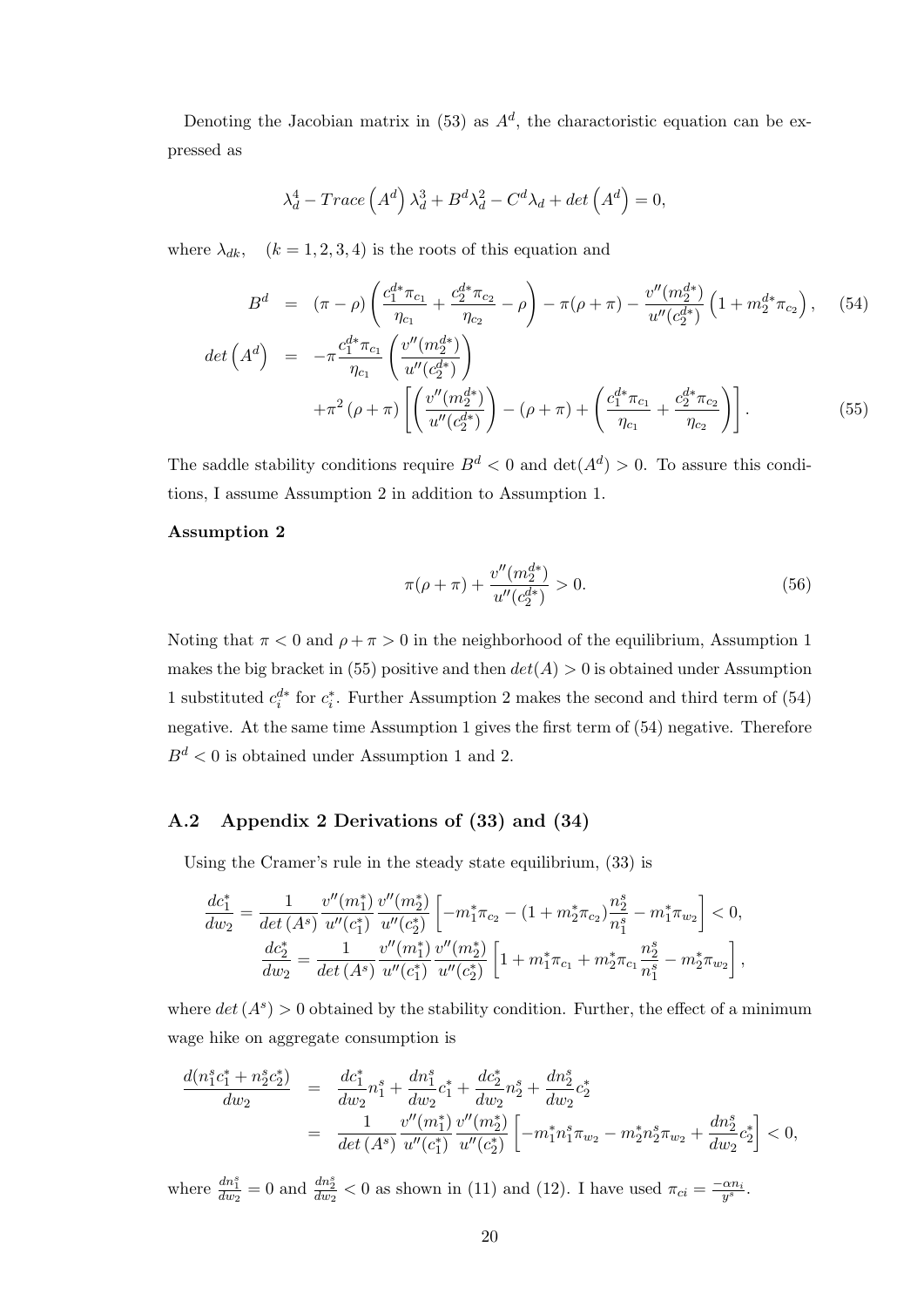Denoting the Jacobian matrix in (53) as $A^d$, the charactoristic equation can be expressed as

$$\lambda_d^4 - Trace\left(A^d\right)\lambda_d^3 + B^d \lambda_d^2 - C^d \lambda_d + det\left(A^d\right) = 0,$$

where $\lambda_{dk}$, $\quad (k = 1, 2, 3, 4)$ is the roots of this equation and

$$B^d = (\pi - \rho)\left(\frac{c_1^{d*}\pi_{c_1}}{\eta_{c_1}} + \frac{c_2^{d*}\pi_{c_2}}{\eta_{c_2}} - \rho\right) - \pi(\rho + \pi) - \frac{v''(m_2^{d*})}{u''(c_2^{d*})}\left(1 + m_2^{d*}\pi_{c_2}\right), \tag{54}$$

$$\begin{aligned} det\left(A^d\right) &= -\pi\frac{c_1^{d*}\pi_{c_1}}{\eta_{c_1}}\left(\frac{v''(m_2^{d*})}{u''(c_2^{d*})}\right) \\ &\quad + \pi^2(\rho + \pi)\left[\left(\frac{v''(m_2^{d*})}{u''(c_2^{d*})}\right) - (\rho + \pi) + \left(\frac{c_1^{d*}\pi_{c_1}}{\eta_{c_1}} + \frac{c_2^{d*}\pi_{c_2}}{\eta_{c_2}}\right)\right]. \end{aligned} \tag{55}$$

The saddle stability conditions require $B^d < 0$ and $\det(A^d) > 0$. To assure this conditions, I assume Assumption 2 in addition to Assumption 1.

**Assumption 2**

$$\pi(\rho + \pi) + \frac{v''(m_2^{d*})}{u''(c_2^{d*})} > 0. \tag{56}$$

Noting that $\pi < 0$ and $\rho + \pi > 0$ in the neighborhood of the equilibrium, Assumption 1 makes the big bracket in (55) positive and then $det(A) > 0$ is obtained under Assumption 1 substituted $c_i^{d*}$ for $c_i^*$. Further Assumption 2 makes the second and third term of (54) negative. At the same time Assumption 1 gives the first term of (54) negative. Therefore $B^d < 0$ is obtained under Assumption 1 and 2.

## A.2 Appendix 2 Derivations of (33) and (34)

Using the Cramer's rule in the steady state equilibrium, (33) is

$$\frac{dc_1^*}{dw_2} = \frac{1}{det\left(A^s\right)}\frac{v''(m_1^*)}{u''(c_1^*)}\frac{v''(m_2^*)}{u''(c_2^*)}\left[-m_1^*\pi_{c_2} - (1 + m_2^*\pi_{c_2})\frac{n_2^s}{n_1^s} - m_1^*\pi_{w_2}\right] < 0,$$

$$\frac{dc_2^*}{dw_2} = \frac{1}{det\left(A^s\right)}\frac{v''(m_1^*)}{u''(c_1^*)}\frac{v''(m_2^*)}{u''(c_2^*)}\left[1 + m_1^*\pi_{c_1} + m_2^*\pi_{c_1}\frac{n_2^s}{n_1^s} - m_2^*\pi_{w_2}\right],$$

where $det\left(A^s\right) > 0$ obtained by the stability condition. Further, the effect of a minimum wage hike on aggregate consumption is

$$\begin{aligned} \frac{d(n_1^s c_1^* + n_2^s c_2^*)}{dw_2} &= \frac{dc_1^*}{dw_2}n_1^s + \frac{dn_1^s}{dw_2}c_1^* + \frac{dc_2^*}{dw_2}n_2^s + \frac{dn_2^s}{dw_2}c_2^* \\ &= \frac{1}{det\left(A^s\right)}\frac{v''(m_1^*)}{u''(c_1^*)}\frac{v''(m_2^*)}{u''(c_2^*)}\left[-m_1^* n_1^s \pi_{w_2} - m_2^* n_2^s \pi_{w_2} + \frac{dn_2^s}{dw_2}c_2^*\right] < 0, \end{aligned}$$

where $\frac{dn_1^s}{dw_2} = 0$ and $\frac{dn_2^s}{dw_2} < 0$ as shown in (11) and (12). I have used $\pi_{ci} = \frac{-\alpha n_i}{y^s}$.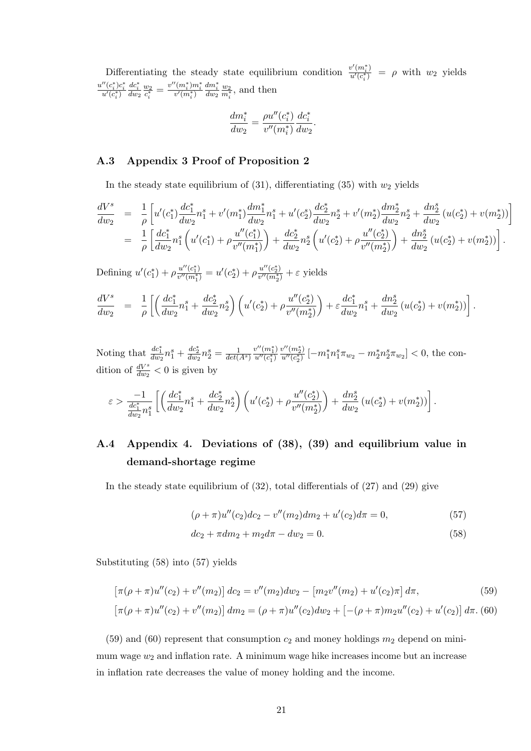Differentiating the steady state equilibrium condition $\frac{v'(m_i^*)}{u'(c_i^*)} = \rho$ with $w_2$ yields $\frac{u''(c_i^*)c_i^*}{u'(c_i^*)}\frac{dc_i^*}{dw_2}\frac{w_2}{c_i^*} = \frac{v''(m_i^*)m_i^*}{v'(m_i^*)}\frac{dm_i^*}{dw_2}\frac{w_2}{m_i^*}$, and then

$$\frac{dm_i^*}{dw_2} = \frac{\rho u''(c_i^*)}{v''(m_i^*)}\frac{dc_i^*}{dw_2}.$$

## A.3 Appendix 3 Proof of Proposition 2

In the steady state equilibrium of (31), differentiating (35) with $w_2$ yields

$$\begin{aligned}
\frac{dV^s}{dw_2} &= \frac{1}{\rho}\left[u'(c_1^*)\frac{dc_1^*}{dw_2}n_1^s + v'(m_1^*)\frac{dm_1^*}{dw_2}n_1^s + u'(c_2^*)\frac{dc_2^*}{dw_2}n_2^s + v'(m_2^*)\frac{dm_2^*}{dw_2}n_2^s + \frac{dn_2^s}{dw_2}\left(u(c_2^*)+v(m_2^*)\right)\right] \\
&= \frac{1}{\rho}\left[\frac{dc_1^*}{dw_2}n_1^s\left(u'(c_1^*) + \rho\frac{u''(c_1^*)}{v''(m_1^*)}\right) + \frac{dc_2^*}{dw_2}n_2^s\left(u'(c_2^*) + \rho\frac{u''(c_2^*)}{v''(m_2^*)}\right) + \frac{dn_2^s}{dw_2}\left(u(c_2^*)+v(m_2^*)\right)\right].
\end{aligned}$$

Defining $u'(c_1^*) + \rho\frac{u''(c_1^*)}{v''(m_1^*)} = u'(c_2^*) + \rho\frac{u''(c_2^*)}{v''(m_2^*)} + \varepsilon$ yields

$$\frac{dV^s}{dw_2} = \frac{1}{\rho}\left[\left(\frac{dc_1^*}{dw_2}n_1^s + \frac{dc_2^*}{dw_2}n_2^s\right)\left(u'(c_2^*) + \rho\frac{u''(c_2^*)}{v''(m_2^*)}\right) + \varepsilon\frac{dc_1^*}{dw_2}n_1^s + \frac{dn_2^s}{dw_2}\left(u(c_2^*)+v(m_2^*)\right)\right].$$

Noting that $\frac{dc_1^*}{dw_2}n_1^s + \frac{dc_2^*}{dw_2}n_2^s = \frac{1}{det(A^s)}\frac{v''(m_1^*)}{u''(c_1^*)}\frac{v''(m_2^*)}{u''(c_2^*)}\left[-m_1^*n_1^s\pi_{w_2} - m_2^*n_2^s\pi_{w_2}\right] < 0$, the condition of $\frac{dV^s}{dw_2} < 0$ is given by

$$\varepsilon > \frac{-1}{\frac{dc_1^*}{dw_2}n_1^s}\left[\left(\frac{dc_1^*}{dw_2}n_1^s + \frac{dc_2^*}{dw_2}n_2^s\right)\left(u'(c_2^*) + \rho\frac{u''(c_2^*)}{v''(m_2^*)}\right) + \frac{dn_2^s}{dw_2}\left(u(c_2^*)+v(m_2^*)\right)\right].$$

## A.4 Appendix 4. Deviations of (38), (39) and equilibrium value in demand-shortage regime

In the steady state equilibrium of (32), total differentials of (27) and (29) give

$$(\rho+\pi)u''(c_2)dc_2 - v''(m_2)dm_2 + u'(c_2)d\pi = 0, \tag{57}$$

$$dc_2 + \pi dm_2 + m_2 d\pi - dw_2 = 0. \tag{58}$$

Substituting (58) into (57) yields

$$\left[\pi(\rho+\pi)u''(c_2) + v''(m_2)\right]dc_2 = v''(m_2)dw_2 - \left[m_2v''(m_2) + u'(c_2)\pi\right]d\pi, \tag{59}$$

$$\left[\pi(\rho+\pi)u''(c_2) + v''(m_2)\right]dm_2 = (\rho+\pi)u''(c_2)dw_2 + \left[-(\rho+\pi)m_2u''(c_2) + u'(c_2)\right]d\pi. \tag{60}$$

(59) and (60) represent that consumption $c_2$ and money holdings $m_2$ depend on minimum wage $w_2$ and inflation rate. A minimum wage hike increases income but an increase in inflation rate decreases the value of money holding and the income.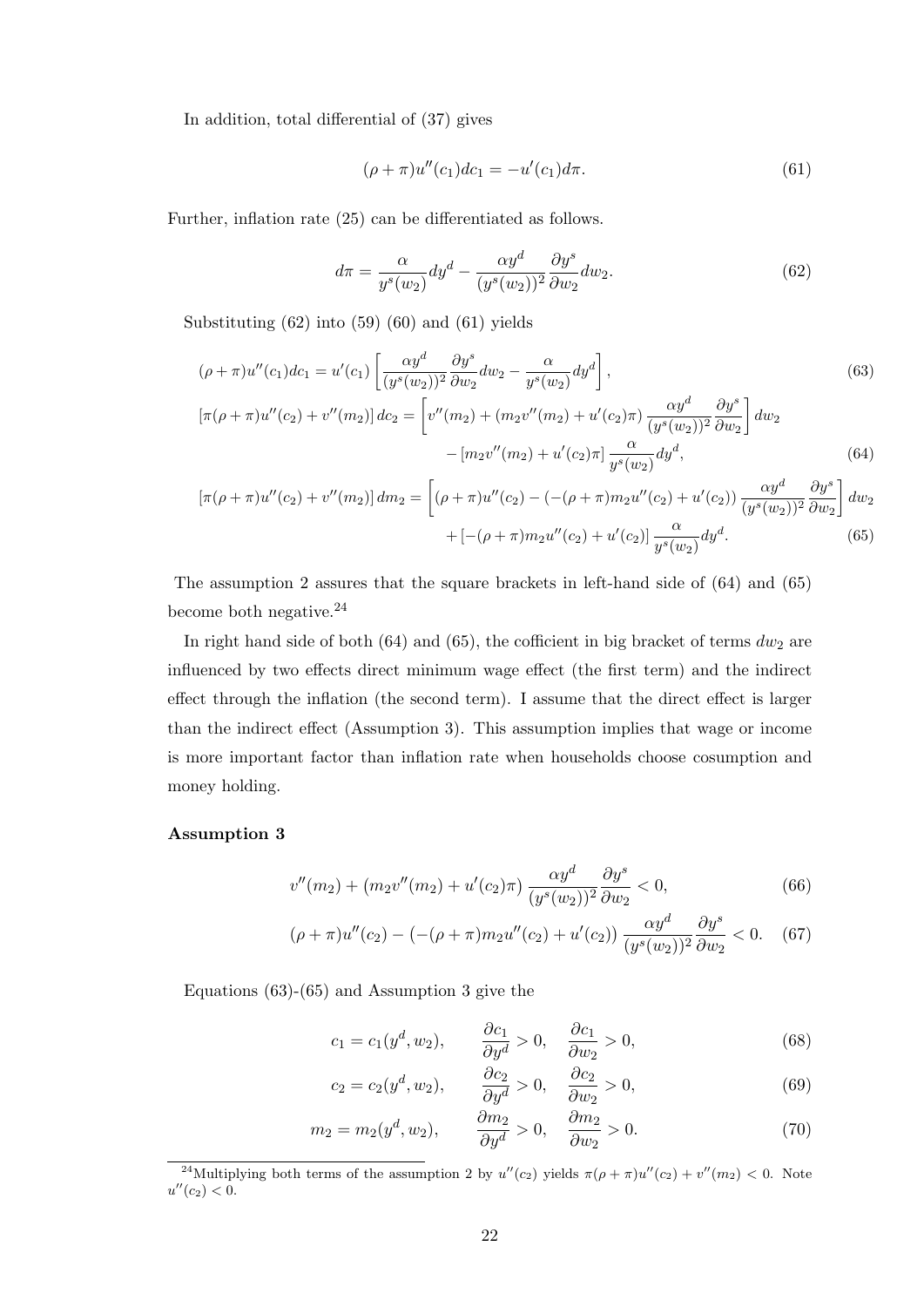In addition, total differential of (37) gives

$$(\rho + \pi)u''(c_1)dc_1 = -u'(c_1)d\pi. \tag{61}$$

Further, inflation rate (25) can be differentiated as follows.

$$d\pi = \frac{\alpha}{y^s(w_2)}dy^d - \frac{\alpha y^d}{(y^s(w_2))^2}\frac{\partial y^s}{\partial w_2}dw_2. \tag{62}$$

Substituting (62) into (59) (60) and (61) yields

$$(\rho + \pi)u''(c_1)dc_1 = u'(c_1)\left[\frac{\alpha y^d}{(y^s(w_2))^2}\frac{\partial y^s}{\partial w_2}dw_2 - \frac{\alpha}{y^s(w_2)}dy^d\right], \tag{63}$$

$$\begin{aligned}
[\pi(\rho + \pi)u''(c_2) + v''(m_2)]\,dc_2 = &\left[v''(m_2) + (m_2 v''(m_2) + u'(c_2)\pi)\frac{\alpha y^d}{(y^s(w_2))^2}\frac{\partial y^s}{\partial w_2}\right]dw_2 \\
&- [m_2 v''(m_2) + u'(c_2)\pi]\frac{\alpha}{y^s(w_2)}dy^d,
\end{aligned} \tag{64}$$

$$\begin{aligned}
[\pi(\rho + \pi)u''(c_2) + v''(m_2)]\,dm_2 = &\left[(\rho + \pi)u''(c_2) - (-(\rho + \pi)m_2 u''(c_2) + u'(c_2))\frac{\alpha y^d}{(y^s(w_2))^2}\frac{\partial y^s}{\partial w_2}\right]dw_2 \\
&+ [-(\rho + \pi)m_2 u''(c_2) + u'(c_2)]\frac{\alpha}{y^s(w_2)}dy^d.
\end{aligned} \tag{65}$$

The assumption 2 assures that the square brackets in left-hand side of (64) and (65) become both negative.[24]

In right hand side of both (64) and (65), the cofficient in big bracket of terms $dw_2$ are influenced by two effects direct minimum wage effect (the first term) and the indirect effect through the inflation (the second term). I assume that the direct effect is larger than the indirect effect (Assumption 3). This assumption implies that wage or income is more important factor than inflation rate when households choose cosumption and money holding.

**Assumption 3**

$$v''(m_2) + (m_2 v''(m_2) + u'(c_2)\pi)\frac{\alpha y^d}{(y^s(w_2))^2}\frac{\partial y^s}{\partial w_2} < 0, \tag{66}$$

$$(\rho + \pi)u''(c_2) - (-(\rho + \pi)m_2 u''(c_2) + u'(c_2))\frac{\alpha y^d}{(y^s(w_2))^2}\frac{\partial y^s}{\partial w_2} < 0. \tag{67}$$

Equations (63)-(65) and Assumption 3 give the

$$c_1 = c_1(y^d, w_2), \qquad \frac{\partial c_1}{\partial y^d} > 0, \quad \frac{\partial c_1}{\partial w_2} > 0, \tag{68}$$

$$c_2 = c_2(y^d, w_2), \qquad \frac{\partial c_2}{\partial y^d} > 0, \quad \frac{\partial c_2}{\partial w_2} > 0, \tag{69}$$

$$m_2 = m_2(y^d, w_2), \qquad \frac{\partial m_2}{\partial y^d} > 0, \quad \frac{\partial m_2}{\partial w_2} > 0. \tag{70}$$

[24] Multiplying both terms of the assumption 2 by $u''(c_2)$ yields $\pi(\rho + \pi)u''(c_2) + v''(m_2) < 0$. Note $u''(c_2) < 0$.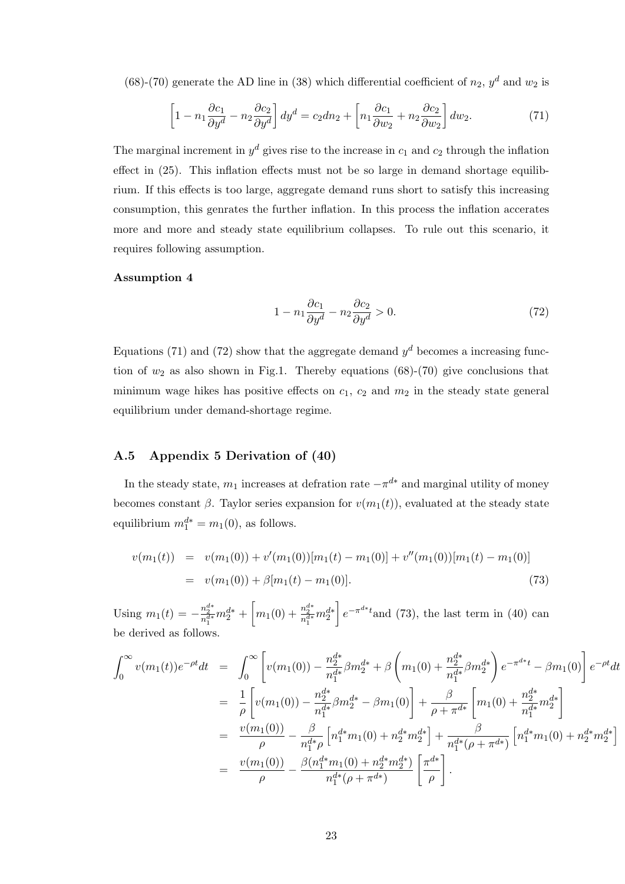(68)-(70) generate the AD line in (38) which differential coefficient of $n_2$, $y^d$ and $w_2$ is

$$\left[1 - n_1 \frac{\partial c_1}{\partial y^d} - n_2 \frac{\partial c_2}{\partial y^d}\right] dy^d = c_2 dn_2 + \left[n_1 \frac{\partial c_1}{\partial w_2} + n_2 \frac{\partial c_2}{\partial w_2}\right] dw_2. \tag{71}$$

The marginal increment in $y^d$ gives rise to the increase in $c_1$ and $c_2$ through the inflation effect in (25). This inflation effects must not be so large in demand shortage equilibrium. If this effects is too large, aggregate demand runs short to satisfy this increasing consumption, this genrates the further inflation. In this process the inflation accerates more and more and steady state equilibrium collapses. To rule out this scenario, it requires following assumption.

**Assumption 4**

$$1 - n_1 \frac{\partial c_1}{\partial y^d} - n_2 \frac{\partial c_2}{\partial y^d} > 0. \tag{72}$$

Equations (71) and (72) show that the aggregate demand $y^d$ becomes a increasing function of $w_2$ as also shown in Fig.1. Thereby equations (68)-(70) give conclusions that minimum wage hikes has positive effects on $c_1$, $c_2$ and $m_2$ in the steady state general equilibrium under demand-shortage regime.

## A.5 Appendix 5 Derivation of (40)

In the steady state, $m_1$ increases at defration rate $-\pi^{d*}$ and marginal utility of money becomes constant $\beta$. Taylor series expansion for $v(m_1(t))$, evaluated at the steady state equilibrium $m_1^{d*} = m_1(0)$, as follows.

$$\begin{aligned} v(m_1(t)) &= v(m_1(0)) + v'(m_1(0))[m_1(t) - m_1(0)] + v''(m_1(0))[m_1(t) - m_1(0)] \\ &= v(m_1(0)) + \beta[m_1(t) - m_1(0)]. \end{aligned} \tag{73}$$

Using $m_1(t) = -\frac{n_2^{d*}}{n_1^{d*}} m_2^{d*} + \left[m_1(0) + \frac{n_2^{d*}}{n_1^{d*}} m_2^{d*}\right] e^{-\pi^{d*}t}$and (73), the last term in (40) can be derived as follows.

$$\begin{aligned} \int_0^\infty v(m_1(t)) e^{-\rho t} dt &= \int_0^\infty \left[v(m_1(0)) - \frac{n_2^{d*}}{n_1^{d*}} \beta m_2^{d*} + \beta \left(m_1(0) + \frac{n_2^{d*}}{n_1^{d*}} \beta m_2^{d*}\right) e^{-\pi^{d*}t} - \beta m_1(0)\right] e^{-\rho t} dt \\ &= \frac{1}{\rho}\left[v(m_1(0)) - \frac{n_2^{d*}}{n_1^{d*}} \beta m_2^{d*} - \beta m_1(0)\right] + \frac{\beta}{\rho + \pi^{d*}} \left[m_1(0) + \frac{n_2^{d*}}{n_1^{d*}} m_2^{d*}\right] \\ &= \frac{v(m_1(0))}{\rho} - \frac{\beta}{n_1^{d*}\rho}\left[n_1^{d*} m_1(0) + n_2^{d*} m_2^{d*}\right] + \frac{\beta}{n_1^{d*}(\rho + \pi^{d*})}\left[n_1^{d*} m_1(0) + n_2^{d*} m_2^{d*}\right] \\ &= \frac{v(m_1(0))}{\rho} - \frac{\beta(n_1^{d*} m_1(0) + n_2^{d*} m_2^{d*})}{n_1^{d*}(\rho + \pi^{d*})}\left[\frac{\pi^{d*}}{\rho}\right]. \end{aligned}$$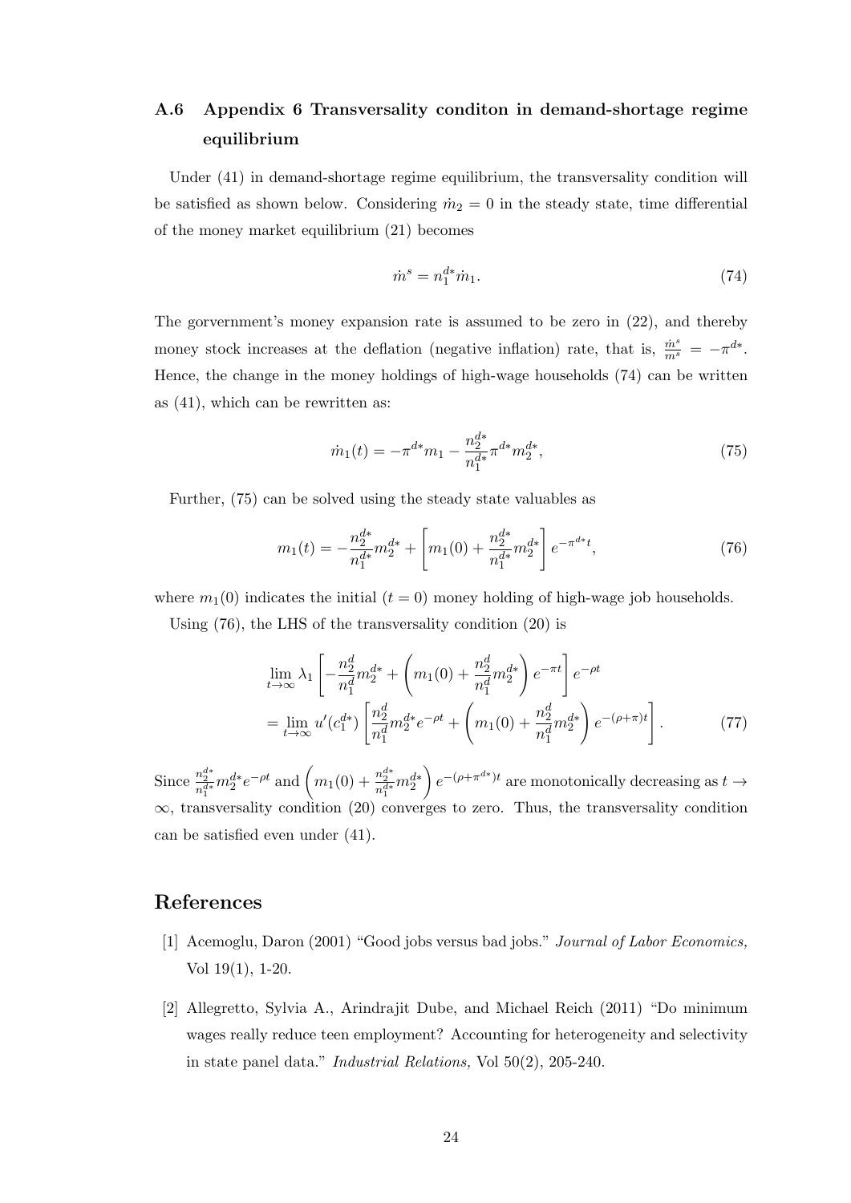## A.6 Appendix 6 Transversality conditon in demand-shortage regime equilibrium

Under (41) in demand-shortage regime equilibrium, the transversality condition will be satisfied as shown below. Considering $\dot{m}_2 = 0$ in the steady state, time differential of the money market equilibrium (21) becomes

$$\dot{m}^s = n_1^{d*} \dot{m}_1. \tag{74}$$

The gorvernment's money expansion rate is assumed to be zero in (22), and thereby money stock increases at the deflation (negative inflation) rate, that is, $\frac{\dot{m}^s}{m^s} = -\pi^{d*}$. Hence, the change in the money holdings of high-wage households (74) can be written as (41), which can be rewritten as:

$$\dot{m}_1(t) = -\pi^{d*} m_1 - \frac{n_2^{d*}}{n_1^{d*}} \pi^{d*} m_2^{d*}, \tag{75}$$

Further, (75) can be solved using the steady state valuables as

$$m_1(t) = -\frac{n_2^{d*}}{n_1^{d*}} m_2^{d*} + \left[ m_1(0) + \frac{n_2^{d*}}{n_1^{d*}} m_2^{d*} \right] e^{-\pi^{d*} t}, \tag{76}$$

where $m_1(0)$ indicates the initial ($t = 0$) money holding of high-wage job households.

Using (76), the LHS of the transversality condition (20) is

$$\begin{aligned}
&\lim_{t \to \infty} \lambda_1 \left[ -\frac{n_2^d}{n_1^d} m_2^{d*} + \left( m_1(0) + \frac{n_2^d}{n_1^d} m_2^{d*} \right) e^{-\pi t} \right] e^{-\rho t} \\
&= \lim_{t \to \infty} u'(c_1^{d*}) \left[ \frac{n_2^d}{n_1^d} m_2^{d*} e^{-\rho t} + \left( m_1(0) + \frac{n_2^d}{n_1^d} m_2^{d*} \right) e^{-(\rho + \pi) t} \right].
\end{aligned} \tag{77}$$

Since $\frac{n_2^{d*}}{n_1^{d*}} m_2^{d*} e^{-\rho t}$ and $\left( m_1(0) + \frac{n_2^{d*}}{n_1^{d*}} m_2^{d*} \right) e^{-(\rho + \pi^{d*}) t}$ are monotonically decreasing as $t \to \infty$, transversality condition (20) converges to zero. Thus, the transversality condition can be satisfied even under (41).

# References

[1] Acemoglu, Daron (2001) "Good jobs versus bad jobs." *Journal of Labor Economics,* Vol 19(1), 1-20.

[2] Allegretto, Sylvia A., Arindrajit Dube, and Michael Reich (2011) "Do minimum wages really reduce teen employment? Accounting for heterogeneity and selectivity in state panel data." *Industrial Relations,* Vol 50(2), 205-240.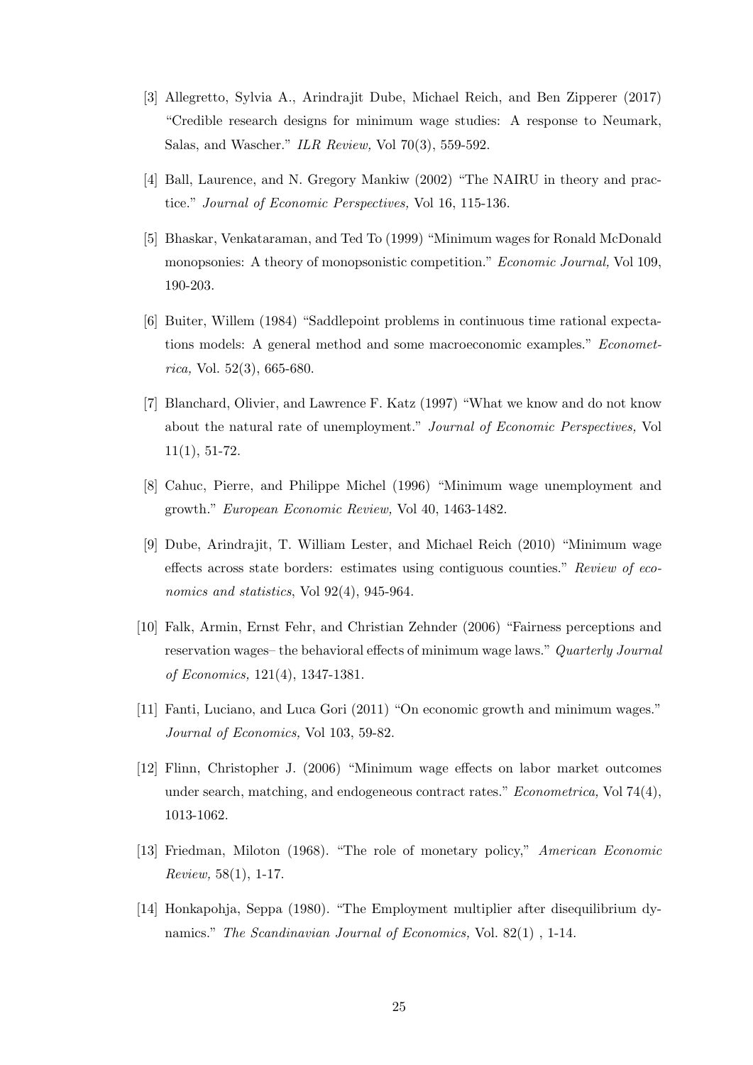[3] Allegretto, Sylvia A., Arindrajit Dube, Michael Reich, and Ben Zipperer (2017) "Credible research designs for minimum wage studies: A response to Neumark, Salas, and Wascher." *ILR Review,* Vol 70(3), 559-592.

[4] Ball, Laurence, and N. Gregory Mankiw (2002) "The NAIRU in theory and practice." *Journal of Economic Perspectives,* Vol 16, 115-136.

[5] Bhaskar, Venkataraman, and Ted To (1999) "Minimum wages for Ronald McDonald monopsonies: A theory of monopsonistic competition." *Economic Journal,* Vol 109, 190-203.

[6] Buiter, Willem (1984) "Saddlepoint problems in continuous time rational expectations models: A general method and some macroeconomic examples." *Econometrica,* Vol. 52(3), 665-680.

[7] Blanchard, Olivier, and Lawrence F. Katz (1997) "What we know and do not know about the natural rate of unemployment." *Journal of Economic Perspectives,* Vol 11(1), 51-72.

[8] Cahuc, Pierre, and Philippe Michel (1996) "Minimum wage unemployment and growth." *European Economic Review,* Vol 40, 1463-1482.

[9] Dube, Arindrajit, T. William Lester, and Michael Reich (2010) "Minimum wage effects across state borders: estimates using contiguous counties." *Review of economics and statistics*, Vol 92(4), 945-964.

[10] Falk, Armin, Ernst Fehr, and Christian Zehnder (2006) "Fairness perceptions and reservation wages– the behavioral effects of minimum wage laws." *Quarterly Journal of Economics,* 121(4), 1347-1381.

[11] Fanti, Luciano, and Luca Gori (2011) "On economic growth and minimum wages." *Journal of Economics,* Vol 103, 59-82.

[12] Flinn, Christopher J. (2006) "Minimum wage effects on labor market outcomes under search, matching, and endogeneous contract rates." *Econometrica,* Vol 74(4), 1013-1062.

[13] Friedman, Miloton (1968). "The role of monetary policy," *American Economic Review,* 58(1), 1-17.

[14] Honkapohja, Seppa (1980). "The Employment multiplier after disequilibrium dynamics." *The Scandinavian Journal of Economics,* Vol. 82(1) , 1-14.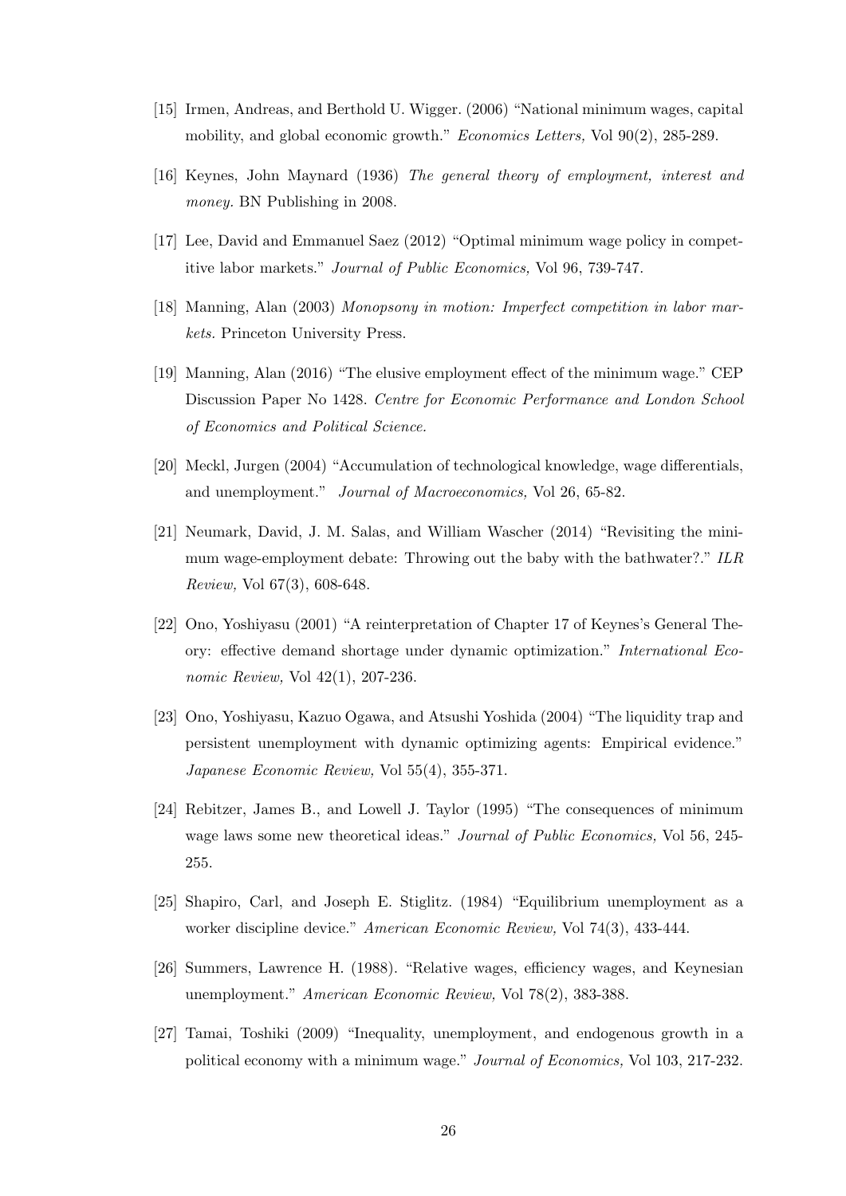[15] Irmen, Andreas, and Berthold U. Wigger. (2006) "National minimum wages, capital mobility, and global economic growth." *Economics Letters,* Vol 90(2), 285-289.

[16] Keynes, John Maynard (1936) *The general theory of employment, interest and money.* BN Publishing in 2008.

[17] Lee, David and Emmanuel Saez (2012) "Optimal minimum wage policy in competitive labor markets." *Journal of Public Economics,* Vol 96, 739-747.

[18] Manning, Alan (2003) *Monopsony in motion: Imperfect competition in labor markets.* Princeton University Press.

[19] Manning, Alan (2016) "The elusive employment effect of the minimum wage." CEP Discussion Paper No 1428. *Centre for Economic Performance and London School of Economics and Political Science.*

[20] Meckl, Jurgen (2004) "Accumulation of technological knowledge, wage differentials, and unemployment." *Journal of Macroeconomics,* Vol 26, 65-82.

[21] Neumark, David, J. M. Salas, and William Wascher (2014) "Revisiting the minimum wage-employment debate: Throwing out the baby with the bathwater?." *ILR Review,* Vol 67(3), 608-648.

[22] Ono, Yoshiyasu (2001) "A reinterpretation of Chapter 17 of Keynes's General Theory: effective demand shortage under dynamic optimization." *International Economic Review,* Vol 42(1), 207-236.

[23] Ono, Yoshiyasu, Kazuo Ogawa, and Atsushi Yoshida (2004) "The liquidity trap and persistent unemployment with dynamic optimizing agents: Empirical evidence." *Japanese Economic Review,* Vol 55(4), 355-371.

[24] Rebitzer, James B., and Lowell J. Taylor (1995) "The consequences of minimum wage laws some new theoretical ideas." *Journal of Public Economics,* Vol 56, 245-255.

[25] Shapiro, Carl, and Joseph E. Stiglitz. (1984) "Equilibrium unemployment as a worker discipline device." *American Economic Review,* Vol 74(3), 433-444.

[26] Summers, Lawrence H. (1988). "Relative wages, efficiency wages, and Keynesian unemployment." *American Economic Review,* Vol 78(2), 383-388.

[27] Tamai, Toshiki (2009) "Inequality, unemployment, and endogenous growth in a political economy with a minimum wage." *Journal of Economics,* Vol 103, 217-232.